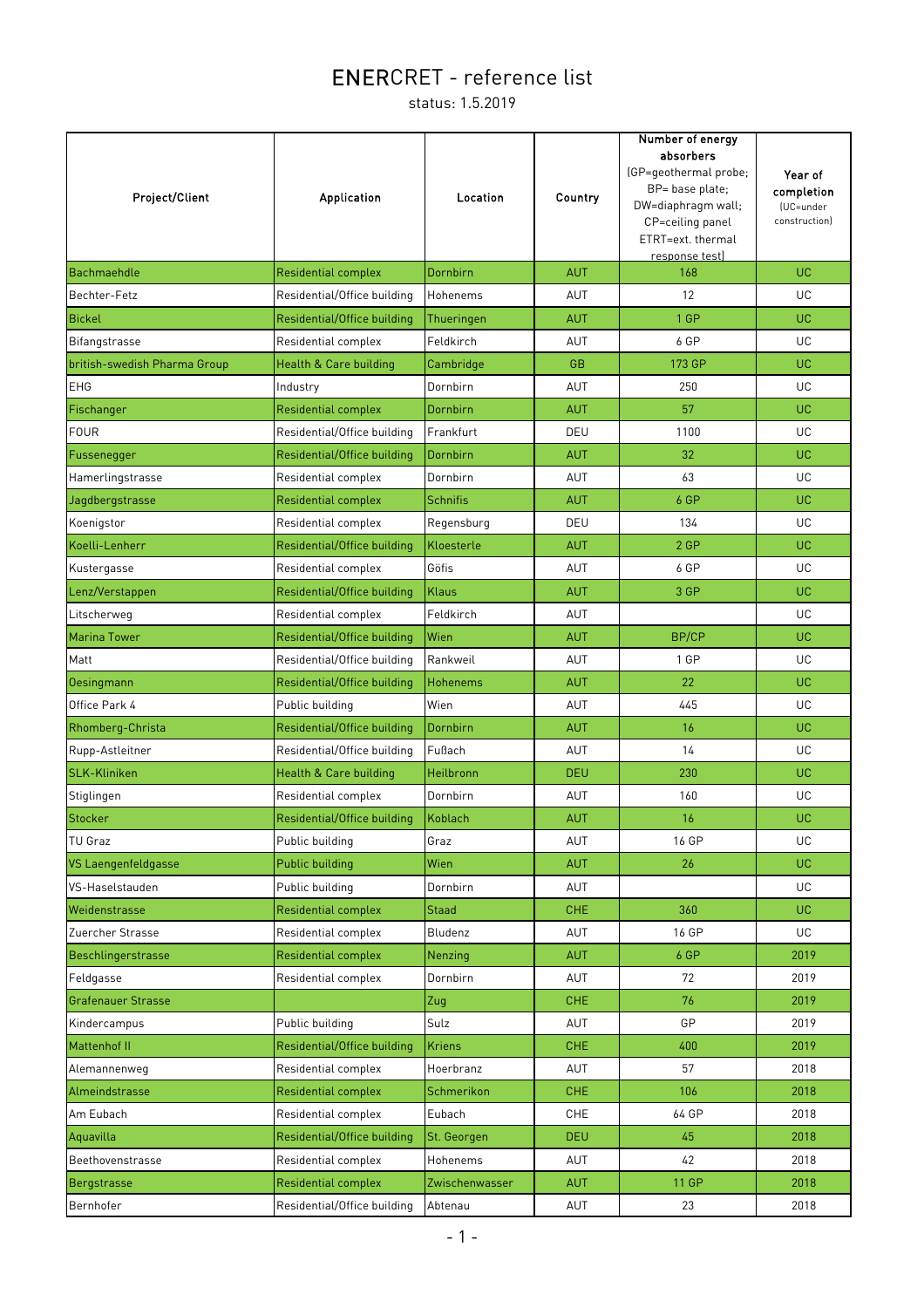# ENERCRET - reference list

status: 1.5.2019

| Project/Client | Application | Location | Country | Number of energy absorbers (GP=geothermal probe; BP= base plate; DW=diaphragm wall; CP=ceiling panel ETRT=ext. thermal response test) | Year of completion (UC=under construction) |
|---|---|---|---|---|---|
| Bachmaehdle | Residential complex | Dornbirn | AUT | 168 | UC |
| Bechter-Fetz | Residential/Office building | Hohenems | AUT | 12 | UC |
| Bickel | Residential/Office building | Thueringen | AUT | 1 GP | UC |
| Bifangstrasse | Residential complex | Feldkirch | AUT | 6 GP | UC |
| british-swedish Pharma Group | Health & Care building | Cambridge | GB | 173 GP | UC |
| EHG | Industry | Dornbirn | AUT | 250 | UC |
| Fischanger | Residential complex | Dornbirn | AUT | 57 | UC |
| FOUR | Residential/Office building | Frankfurt | DEU | 1100 | UC |
| Fussenegger | Residential/Office building | Dornbirn | AUT | 32 | UC |
| Hamerlingstrasse | Residential complex | Dornbirn | AUT | 63 | UC |
| Jagdbergstrasse | Residential complex | Schnifis | AUT | 6 GP | UC |
| Koenigstor | Residential complex | Regensburg | DEU | 134 | UC |
| Koelli-Lenherr | Residential/Office building | Kloesterle | AUT | 2 GP | UC |
| Kustergasse | Residential complex | Göfis | AUT | 6 GP | UC |
| Lenz/Verstappen | Residential/Office building | Klaus | AUT | 3 GP | UC |
| Litscherweg | Residential complex | Feldkirch | AUT | | UC |
| Marina Tower | Residential/Office building | Wien | AUT | BP/CP | UC |
| Matt | Residential/Office building | Rankweil | AUT | 1 GP | UC |
| Oesingmann | Residential/Office building | Hohenems | AUT | 22 | UC |
| Office Park 4 | Public building | Wien | AUT | 445 | UC |
| Rhomberg-Christa | Residential/Office building | Dornbirn | AUT | 16 | UC |
| Rupp-Astleitner | Residential/Office building | Fußach | AUT | 14 | UC |
| SLK-Kliniken | Health & Care building | Heilbronn | DEU | 230 | UC |
| Stiglingen | Residential complex | Dornbirn | AUT | 160 | UC |
| Stocker | Residential/Office building | Koblach | AUT | 16 | UC |
| TU Graz | Public building | Graz | AUT | 16 GP | UC |
| VS Laengenfeldgasse | Public building | Wien | AUT | 26 | UC |
| VS-Haselstauden | Public building | Dornbirn | AUT | | UC |
| Weidenstrasse | Residential complex | Staad | CHE | 360 | UC |
| Zuercher Strasse | Residential complex | Bludenz | AUT | 16 GP | UC |
| Beschlingerstrasse | Residential complex | Nenzing | AUT | 6 GP | 2019 |
| Feldgasse | Residential complex | Dornbirn | AUT | 72 | 2019 |
| Grafenauer Strasse | | Zug | CHE | 76 | 2019 |
| Kindercampus | Public building | Sulz | AUT | GP | 2019 |
| Mattenhof II | Residential/Office building | Kriens | CHE | 400 | 2019 |
| Alemannenweg | Residential complex | Hoerbranz | AUT | 57 | 2018 |
| Almeindstrasse | Residential complex | Schmerikon | CHE | 106 | 2018 |
| Am Eubach | Residential complex | Eubach | CHE | 64 GP | 2018 |
| Aquavilla | Residential/Office building | St. Georgen | DEU | 45 | 2018 |
| Beethovenstrasse | Residential complex | Hohenems | AUT | 42 | 2018 |
| Bergstrasse | Residential complex | Zwischenwasser | AUT | 11 GP | 2018 |
| Bernhofer | Residential/Office building | Abtenau | AUT | 23 | 2018 |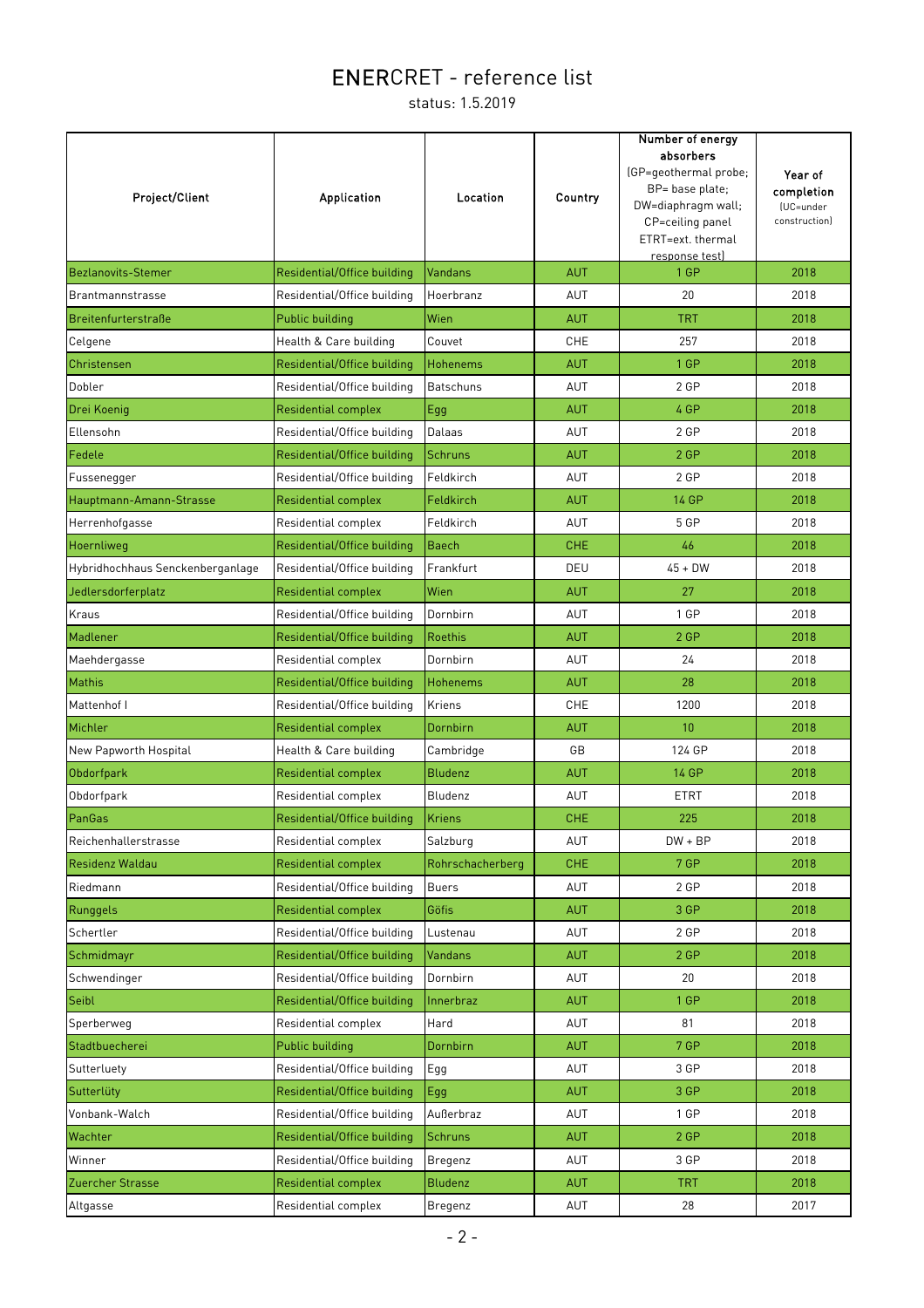# ENERCRET - reference list

status: 1.5.2019

| Project/Client | Application | Location | Country | Number of energy absorbers (GP=geothermal probe; BP= base plate; DW=diaphragm wall; CP=ceiling panel ETRT=ext. thermal response test) | Year of completion (UC=under construction) |
|---|---|---|---|---|---|
| Bezlanovits-Stemer | Residential/Office building | Vandans | AUT | 1 GP | 2018 |
| Brantmannstrasse | Residential/Office building | Hoerbranz | AUT | 20 | 2018 |
| Breitenfurterstraße | Public building | Wien | AUT | TRT | 2018 |
| Celgene | Health & Care building | Couvet | CHE | 257 | 2018 |
| Christensen | Residential/Office building | Hohenems | AUT | 1 GP | 2018 |
| Dobler | Residential/Office building | Batschuns | AUT | 2 GP | 2018 |
| Drei Koenig | Residential complex | Egg | AUT | 4 GP | 2018 |
| Ellensohn | Residential/Office building | Dalaas | AUT | 2 GP | 2018 |
| Fedele | Residential/Office building | Schruns | AUT | 2 GP | 2018 |
| Fussenegger | Residential/Office building | Feldkirch | AUT | 2 GP | 2018 |
| Hauptmann-Amann-Strasse | Residential complex | Feldkirch | AUT | 14 GP | 2018 |
| Herrenhofgasse | Residential complex | Feldkirch | AUT | 5 GP | 2018 |
| Hoernliweg | Residential/Office building | Baech | CHE | 46 | 2018 |
| Hybridhochhaus Senckenberganlage | Residential/Office building | Frankfurt | DEU | 45 + DW | 2018 |
| Jedlersdorferplatz | Residential complex | Wien | AUT | 27 | 2018 |
| Kraus | Residential/Office building | Dornbirn | AUT | 1 GP | 2018 |
| Madlener | Residential/Office building | Roethis | AUT | 2 GP | 2018 |
| Maehdergasse | Residential complex | Dornbirn | AUT | 24 | 2018 |
| Mathis | Residential/Office building | Hohenems | AUT | 28 | 2018 |
| Mattenhof I | Residential/Office building | Kriens | CHE | 1200 | 2018 |
| Michler | Residential complex | Dornbirn | AUT | 10 | 2018 |
| New Papworth Hospital | Health & Care building | Cambridge | GB | 124 GP | 2018 |
| Obdorfpark | Residential complex | Bludenz | AUT | 14 GP | 2018 |
| Obdorfpark | Residential complex | Bludenz | AUT | ETRT | 2018 |
| PanGas | Residential/Office building | Kriens | CHE | 225 | 2018 |
| Reichenhallerstrasse | Residential complex | Salzburg | AUT | DW + BP | 2018 |
| Residenz Waldau | Residential complex | Rohrschacherberg | CHE | 7 GP | 2018 |
| Riedmann | Residential/Office building | Buers | AUT | 2 GP | 2018 |
| Runggels | Residential complex | Göfis | AUT | 3 GP | 2018 |
| Schertler | Residential/Office building | Lustenau | AUT | 2 GP | 2018 |
| Schmidmayr | Residential/Office building | Vandans | AUT | 2 GP | 2018 |
| Schwendinger | Residential/Office building | Dornbirn | AUT | 20 | 2018 |
| Seibl | Residential/Office building | Innerbraz | AUT | 1 GP | 2018 |
| Sperberweg | Residential complex | Hard | AUT | 81 | 2018 |
| Stadtbuecherei | Public building | Dornbirn | AUT | 7 GP | 2018 |
| Sutterluety | Residential/Office building | Egg | AUT | 3 GP | 2018 |
| Sutterlüty | Residential/Office building | Egg | AUT | 3 GP | 2018 |
| Vonbank-Walch | Residential/Office building | Außerbraz | AUT | 1 GP | 2018 |
| Wachter | Residential/Office building | Schruns | AUT | 2 GP | 2018 |
| Winner | Residential/Office building | Bregenz | AUT | 3 GP | 2018 |
| Zuercher Strasse | Residential complex | Bludenz | AUT | TRT | 2018 |
| Altgasse | Residential complex | Bregenz | AUT | 28 | 2017 |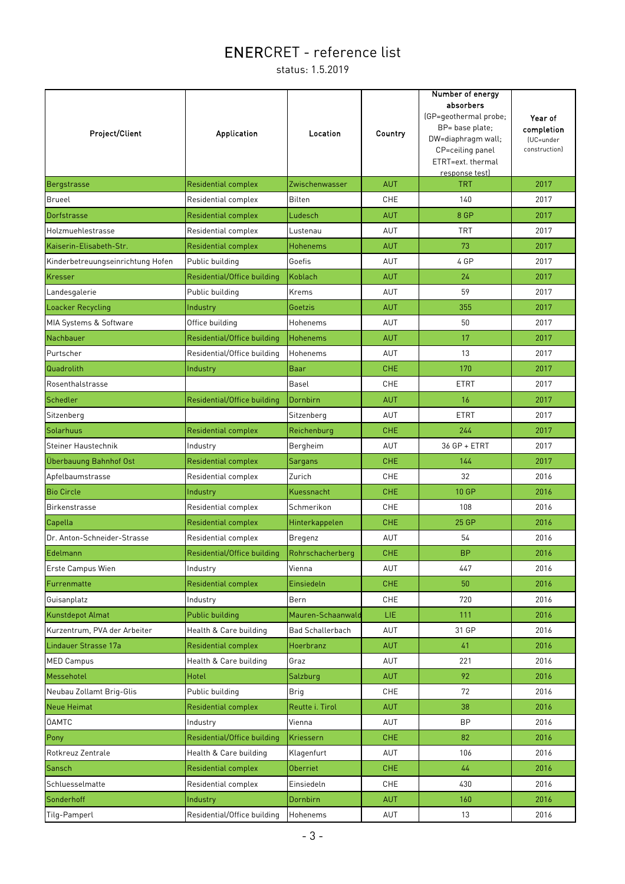# ENERCRET - reference list

status: 1.5.2019

| Project/Client | Application | Location | Country | Number of energy absorbers (GP=geothermal probe; BP= base plate; DW=diaphragm wall; CP=ceiling panel ETRT=ext. thermal response test) | Year of completion (UC=under construction) |
|---|---|---|---|---|---|
| Bergstrasse | Residential complex | Zwischenwasser | AUT | TRT | 2017 |
| Brueel | Residential complex | Bilten | CHE | 140 | 2017 |
| Dorfstrasse | Residential complex | Ludesch | AUT | 8 GP | 2017 |
| Holzmuehlestrasse | Residential complex | Lustenau | AUT | TRT | 2017 |
| Kaiserin-Elisabeth-Str. | Residential complex | Hohenems | AUT | 73 | 2017 |
| Kinderbetreuungseinrichtung Hofen | Public building | Goefis | AUT | 4 GP | 2017 |
| Kresser | Residential/Office building | Koblach | AUT | 24 | 2017 |
| Landesgalerie | Public building | Krems | AUT | 59 | 2017 |
| Loacker Recycling | Industry | Goetzis | AUT | 355 | 2017 |
| MIA Systems & Software | Office building | Hohenems | AUT | 50 | 2017 |
| Nachbauer | Residential/Office building | Hohenems | AUT | 17 | 2017 |
| Purtscher | Residential/Office building | Hohenems | AUT | 13 | 2017 |
| Quadrolith | Industry | Baar | CHE | 170 | 2017 |
| Rosenthalstrasse | | Basel | CHE | ETRT | 2017 |
| Schedler | Residential/Office building | Dornbirn | AUT | 16 | 2017 |
| Sitzenberg | | Sitzenberg | AUT | ETRT | 2017 |
| Solarhuus | Residential complex | Reichenburg | CHE | 244 | 2017 |
| Steiner Haustechnik | Industry | Bergheim | AUT | 36 GP + ETRT | 2017 |
| Überbauung Bahnhof Ost | Residential complex | Sargans | CHE | 144 | 2017 |
| Apfelbaumstrasse | Residential complex | Zurich | CHE | 32 | 2016 |
| Bio Circle | Industry | Kuessnacht | CHE | 10 GP | 2016 |
| Birkenstrasse | Residential complex | Schmerikon | CHE | 108 | 2016 |
| Capella | Residential complex | Hinterkappelen | CHE | 25 GP | 2016 |
| Dr. Anton-Schneider-Strasse | Residential complex | Bregenz | AUT | 54 | 2016 |
| Edelmann | Residential/Office building | Rohrschacherberg | CHE | BP | 2016 |
| Erste Campus Wien | Industry | Vienna | AUT | 447 | 2016 |
| Furrenmatte | Residential complex | Einsiedeln | CHE | 50 | 2016 |
| Guisanplatz | Industry | Bern | CHE | 720 | 2016 |
| Kunstdepot Almat | Public building | Mauren-Schaanwald | LIE | 111 | 2016 |
| Kurzentrum, PVA der Arbeiter | Health & Care building | Bad Schallerbach | AUT | 31 GP | 2016 |
| Lindauer Strasse 17a | Residential complex | Hoerbranz | AUT | 41 | 2016 |
| MED Campus | Health & Care building | Graz | AUT | 221 | 2016 |
| Messehotel | Hotel | Salzburg | AUT | 92 | 2016 |
| Neubau Zollamt Brig-Glis | Public building | Brig | CHE | 72 | 2016 |
| Neue Heimat | Residential complex | Reutte i. Tirol | AUT | 38 | 2016 |
| ÖAMTC | Industry | Vienna | AUT | BP | 2016 |
| Pony | Residential/Office building | Kriessern | CHE | 82 | 2016 |
| Rotkreuz Zentrale | Health & Care building | Klagenfurt | AUT | 106 | 2016 |
| Sansch | Residential complex | Oberriet | CHE | 44 | 2016 |
| Schluesselmatte | Residential complex | Einsiedeln | CHE | 430 | 2016 |
| Sonderhoff | Industry | Dornbirn | AUT | 160 | 2016 |
| Tilg-Pamperl | Residential/Office building | Hohenems | AUT | 13 | 2016 |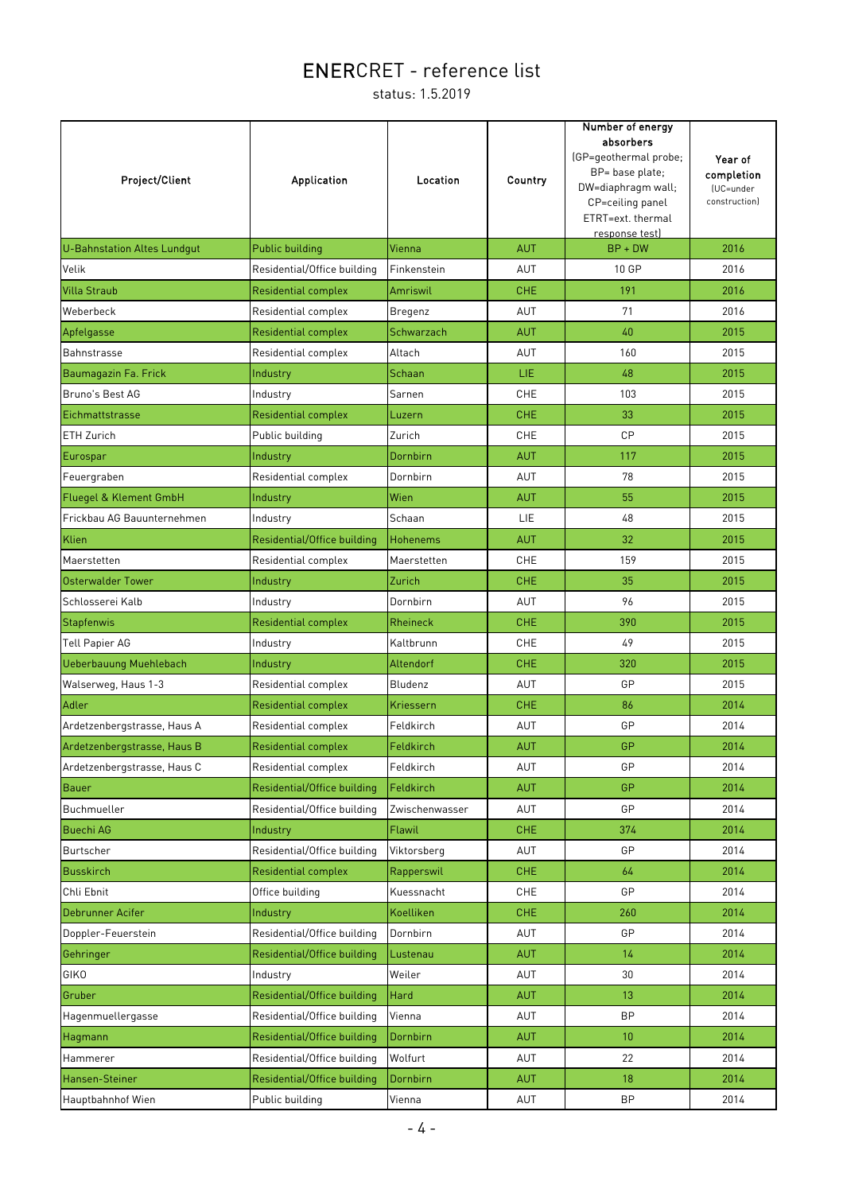# ENERCRET - reference list

status: 1.5.2019

| Project/Client | Application | Location | Country | Number of energy absorbers (GP=geothermal probe; BP= base plate; DW=diaphragm wall; CP=ceiling panel ETRT=ext. thermal response test) | Year of completion (UC=under construction) |
|---|---|---|---|---|---|
| U-Bahnstation Altes Lundgut | Public building | Vienna | AUT | BP + DW | 2016 |
| Velik | Residential/Office building | Finkenstein | AUT | 10 GP | 2016 |
| Villa Straub | Residential complex | Amriswil | CHE | 191 | 2016 |
| Weberbeck | Residential complex | Bregenz | AUT | 71 | 2016 |
| Apfelgasse | Residential complex | Schwarzach | AUT | 40 | 2015 |
| Bahnstrasse | Residential complex | Altach | AUT | 160 | 2015 |
| Baumagazin Fa. Frick | Industry | Schaan | LIE | 48 | 2015 |
| Bruno's Best AG | Industry | Sarnen | CHE | 103 | 2015 |
| Eichmattstrasse | Residential complex | Luzern | CHE | 33 | 2015 |
| ETH Zurich | Public building | Zurich | CHE | CP | 2015 |
| Eurospar | Industry | Dornbirn | AUT | 117 | 2015 |
| Feuergraben | Residential complex | Dornbirn | AUT | 78 | 2015 |
| Fluegel & Klement GmbH | Industry | Wien | AUT | 55 | 2015 |
| Frickbau AG Bauunternehmen | Industry | Schaan | LIE | 48 | 2015 |
| Klien | Residential/Office building | Hohenems | AUT | 32 | 2015 |
| Maerstetten | Residential complex | Maerstetten | CHE | 159 | 2015 |
| Osterwalder Tower | Industry | Zurich | CHE | 35 | 2015 |
| Schlosserei Kalb | Industry | Dornbirn | AUT | 96 | 2015 |
| Stapfenwis | Residential complex | Rheineck | CHE | 390 | 2015 |
| Tell Papier AG | Industry | Kaltbrunn | CHE | 49 | 2015 |
| Ueberbauung Muehlebach | Industry | Altendorf | CHE | 320 | 2015 |
| Walserweg, Haus 1-3 | Residential complex | Bludenz | AUT | GP | 2015 |
| Adler | Residential complex | Kriessern | CHE | 86 | 2014 |
| Ardetzenbergstrasse, Haus A | Residential complex | Feldkirch | AUT | GP | 2014 |
| Ardetzenbergstrasse, Haus B | Residential complex | Feldkirch | AUT | GP | 2014 |
| Ardetzenbergstrasse, Haus C | Residential complex | Feldkirch | AUT | GP | 2014 |
| Bauer | Residential/Office building | Feldkirch | AUT | GP | 2014 |
| Buchmueller | Residential/Office building | Zwischenwasser | AUT | GP | 2014 |
| Buechi AG | Industry | Flawil | CHE | 374 | 2014 |
| Burtscher | Residential/Office building | Viktorsberg | AUT | GP | 2014 |
| Busskirch | Residential complex | Rapperswil | CHE | 64 | 2014 |
| Chli Ebnit | Office building | Kuessnacht | CHE | GP | 2014 |
| Debrunner Acifer | Industry | Koelliken | CHE | 260 | 2014 |
| Doppler-Feuerstein | Residential/Office building | Dornbirn | AUT | GP | 2014 |
| Gehringer | Residential/Office building | Lustenau | AUT | 14 | 2014 |
| GIKO | Industry | Weiler | AUT | 30 | 2014 |
| Gruber | Residential/Office building | Hard | AUT | 13 | 2014 |
| Hagenmuellergasse | Residential/Office building | Vienna | AUT | BP | 2014 |
| Hagmann | Residential/Office building | Dornbirn | AUT | 10 | 2014 |
| Hammerer | Residential/Office building | Wolfurt | AUT | 22 | 2014 |
| Hansen-Steiner | Residential/Office building | Dornbirn | AUT | 18 | 2014 |
| Hauptbahnhof Wien | Public building | Vienna | AUT | BP | 2014 |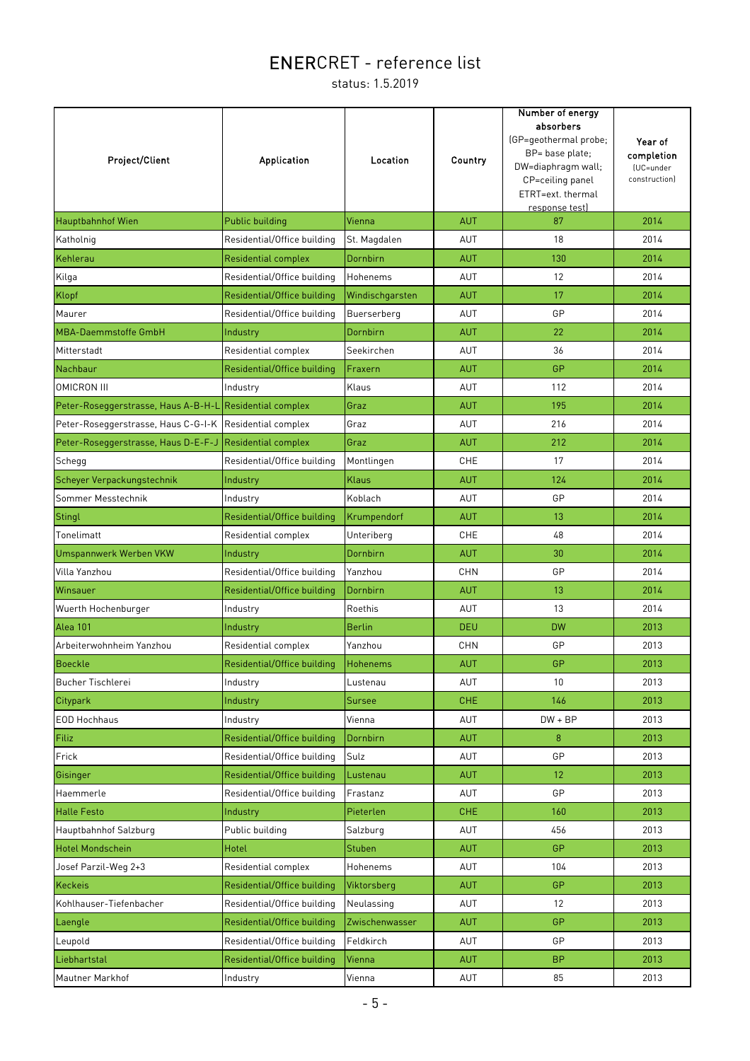# ENERCRET - reference list

status: 1.5.2019

| Project/Client | Application | Location | Country | Number of energy absorbers (GP=geothermal probe; BP= base plate; DW=diaphragm wall; CP=ceiling panel ETRT=ext. thermal response test) | Year of completion (UC=under construction) |
|---|---|---|---|---|---|
| Hauptbahnhof Wien | Public building | Vienna | AUT | 87 | 2014 |
| Katholnig | Residential/Office building | St. Magdalen | AUT | 18 | 2014 |
| Kehlerau | Residential complex | Dornbirn | AUT | 130 | 2014 |
| Kilga | Residential/Office building | Hohenems | AUT | 12 | 2014 |
| Klopf | Residential/Office building | Windischgarsten | AUT | 17 | 2014 |
| Maurer | Residential/Office building | Buerserberg | AUT | GP | 2014 |
| MBA-Daemmstoffe GmbH | Industry | Dornbirn | AUT | 22 | 2014 |
| Mitterstadt | Residential complex | Seekirchen | AUT | 36 | 2014 |
| Nachbaur | Residential/Office building | Fraxern | AUT | GP | 2014 |
| OMICRON III | Industry | Klaus | AUT | 112 | 2014 |
| Peter-Roseggerstrasse, Haus A-B-H-L | Residential complex | Graz | AUT | 195 | 2014 |
| Peter-Roseggerstrasse, Haus C-G-I-K | Residential complex | Graz | AUT | 216 | 2014 |
| Peter-Roseggerstrasse, Haus D-E-F-J | Residential complex | Graz | AUT | 212 | 2014 |
| Schegg | Residential/Office building | Montlingen | CHE | 17 | 2014 |
| Scheyer Verpackungstechnik | Industry | Klaus | AUT | 124 | 2014 |
| Sommer Messtechnik | Industry | Koblach | AUT | GP | 2014 |
| Stingl | Residential/Office building | Krumpendorf | AUT | 13 | 2014 |
| Tonelimatt | Residential complex | Unteriberg | CHE | 48 | 2014 |
| Umspannwerk Werben VKW | Industry | Dornbirn | AUT | 30 | 2014 |
| Villa Yanzhou | Residential/Office building | Yanzhou | CHN | GP | 2014 |
| Winsauer | Residential/Office building | Dornbirn | AUT | 13 | 2014 |
| Wuerth Hochenburger | Industry | Roethis | AUT | 13 | 2014 |
| Alea 101 | Industry | Berlin | DEU | DW | 2013 |
| Arbeiterwohnheim Yanzhou | Residential complex | Yanzhou | CHN | GP | 2013 |
| Boeckle | Residential/Office building | Hohenems | AUT | GP | 2013 |
| Bucher Tischlerei | Industry | Lustenau | AUT | 10 | 2013 |
| Citypark | Industry | Sursee | CHE | 146 | 2013 |
| EOD Hochhaus | Industry | Vienna | AUT | DW + BP | 2013 |
| Filiz | Residential/Office building | Dornbirn | AUT | 8 | 2013 |
| Frick | Residential/Office building | Sulz | AUT | GP | 2013 |
| Gisinger | Residential/Office building | Lustenau | AUT | 12 | 2013 |
| Haemmerle | Residential/Office building | Frastanz | AUT | GP | 2013 |
| Halle Festo | Industry | Pieterlen | CHE | 160 | 2013 |
| Hauptbahnhof Salzburg | Public building | Salzburg | AUT | 456 | 2013 |
| Hotel Mondschein | Hotel | Stuben | AUT | GP | 2013 |
| Josef Parzil-Weg 2+3 | Residential complex | Hohenems | AUT | 104 | 2013 |
| Keckeis | Residential/Office building | Viktorsberg | AUT | GP | 2013 |
| Kohlhauser-Tiefenbacher | Residential/Office building | Neulassing | AUT | 12 | 2013 |
| Laengle | Residential/Office building | Zwischenwasser | AUT | GP | 2013 |
| Leupold | Residential/Office building | Feldkirch | AUT | GP | 2013 |
| Liebhartstal | Residential/Office building | Vienna | AUT | BP | 2013 |
| Mautner Markhof | Industry | Vienna | AUT | 85 | 2013 |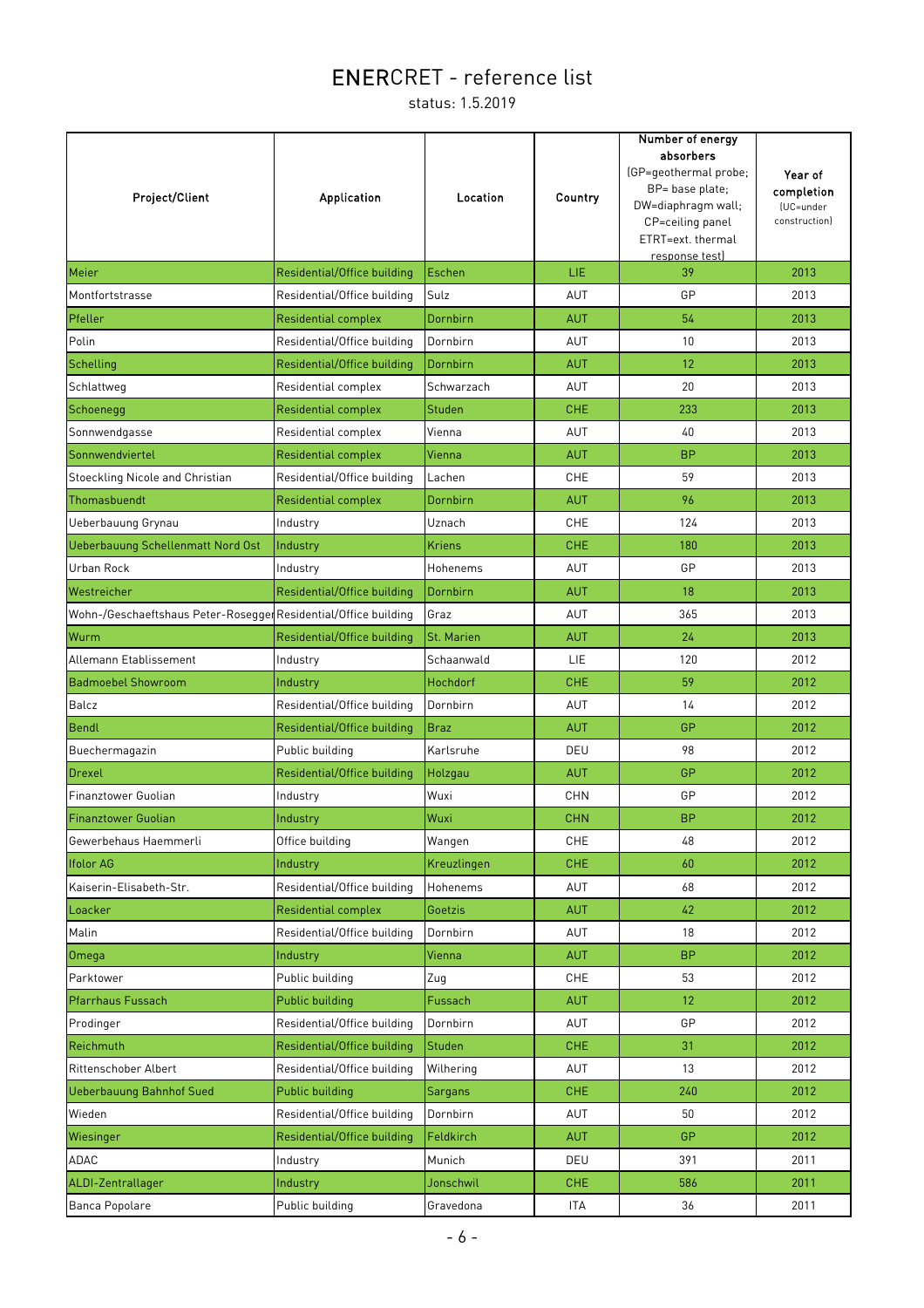# ENERCRET - reference list

status: 1.5.2019

| Project/Client | Application | Location | Country | Number of energy absorbers (GP=geothermal probe; BP= base plate; DW=diaphragm wall; CP=ceiling panel ETRT=ext. thermal response test) | Year of completion (UC=under construction) |
|---|---|---|---|---|---|
| Meier | Residential/Office building | Eschen | LIE | 39 | 2013 |
| Montfortstrasse | Residential/Office building | Sulz | AUT | GP | 2013 |
| Pfeller | Residential complex | Dornbirn | AUT | 54 | 2013 |
| Polin | Residential/Office building | Dornbirn | AUT | 10 | 2013 |
| Schelling | Residential/Office building | Dornbirn | AUT | 12 | 2013 |
| Schlattweg | Residential complex | Schwarzach | AUT | 20 | 2013 |
| Schoenegg | Residential complex | Studen | CHE | 233 | 2013 |
| Sonnwendgasse | Residential complex | Vienna | AUT | 40 | 2013 |
| Sonnwendviertel | Residential complex | Vienna | AUT | BP | 2013 |
| Stoeckling Nicole and Christian | Residential/Office building | Lachen | CHE | 59 | 2013 |
| Thomasbuendt | Residential complex | Dornbirn | AUT | 96 | 2013 |
| Ueberbauung Grynau | Industry | Uznach | CHE | 124 | 2013 |
| Ueberbauung Schellenmatt Nord Ost | Industry | Kriens | CHE | 180 | 2013 |
| Urban Rock | Industry | Hohenems | AUT | GP | 2013 |
| Westreicher | Residential/Office building | Dornbirn | AUT | 18 | 2013 |
| Wohn-/Geschaeftshaus Peter-Rosegger | Residential/Office building | Graz | AUT | 365 | 2013 |
| Wurm | Residential/Office building | St. Marien | AUT | 24 | 2013 |
| Allemann Etablissement | Industry | Schaanwald | LIE | 120 | 2012 |
| Badmoebel Showroom | Industry | Hochdorf | CHE | 59 | 2012 |
| Balcz | Residential/Office building | Dornbirn | AUT | 14 | 2012 |
| Bendl | Residential/Office building | Braz | AUT | GP | 2012 |
| Buechermagazin | Public building | Karlsruhe | DEU | 98 | 2012 |
| Drexel | Residential/Office building | Holzgau | AUT | GP | 2012 |
| Finanztower Guolian | Industry | Wuxi | CHN | GP | 2012 |
| Finanztower Guolian | Industry | Wuxi | CHN | BP | 2012 |
| Gewerbehaus Haemmerli | Office building | Wangen | CHE | 48 | 2012 |
| Ifolor AG | Industry | Kreuzlingen | CHE | 60 | 2012 |
| Kaiserin-Elisabeth-Str. | Residential/Office building | Hohenems | AUT | 68 | 2012 |
| Loacker | Residential complex | Goetzis | AUT | 42 | 2012 |
| Malin | Residential/Office building | Dornbirn | AUT | 18 | 2012 |
| Omega | Industry | Vienna | AUT | BP | 2012 |
| Parktower | Public building | Zug | CHE | 53 | 2012 |
| Pfarrhaus Fussach | Public building | Fussach | AUT | 12 | 2012 |
| Prodinger | Residential/Office building | Dornbirn | AUT | GP | 2012 |
| Reichmuth | Residential/Office building | Studen | CHE | 31 | 2012 |
| Rittenschober Albert | Residential/Office building | Wilhering | AUT | 13 | 2012 |
| Ueberbauung Bahnhof Sued | Public building | Sargans | CHE | 240 | 2012 |
| Wieden | Residential/Office building | Dornbirn | AUT | 50 | 2012 |
| Wiesinger | Residential/Office building | Feldkirch | AUT | GP | 2012 |
| ADAC | Industry | Munich | DEU | 391 | 2011 |
| ALDI-Zentrallager | Industry | Jonschwil | CHE | 586 | 2011 |
| Banca Popolare | Public building | Gravedona | ITA | 36 | 2011 |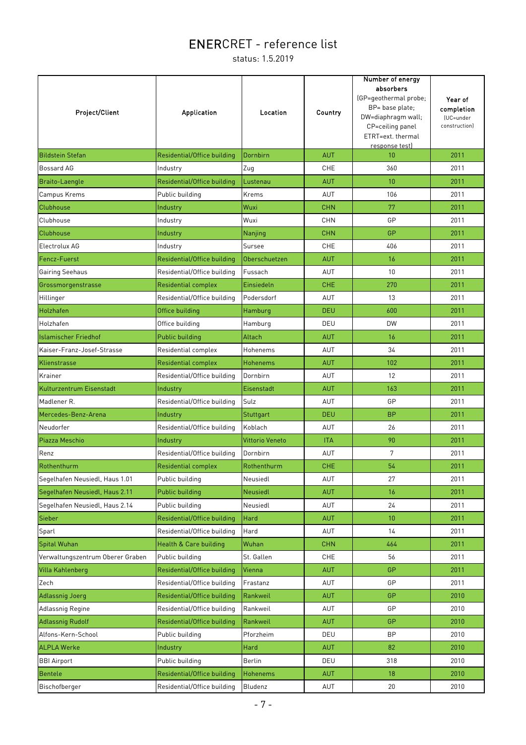# ENERCRET - reference list

status: 1.5.2019

| Project/Client | Application | Location | Country | Number of energy absorbers (GP=geothermal probe; BP= base plate; DW=diaphragm wall; CP=ceiling panel ETRT=ext. thermal response test) | Year of completion (UC=under construction) |
|---|---|---|---|---|---|
| Bildstein Stefan | Residential/Office building | Dornbirn | AUT | 10 | 2011 |
| Bossard AG | Industry | Zug | CHE | 360 | 2011 |
| Braito-Laengle | Residential/Office building | Lustenau | AUT | 10 | 2011 |
| Campus Krems | Public building | Krems | AUT | 106 | 2011 |
| Clubhouse | Industry | Wuxi | CHN | 77 | 2011 |
| Clubhouse | Industry | Wuxi | CHN | GP | 2011 |
| Clubhouse | Industry | Nanjing | CHN | GP | 2011 |
| Electrolux AG | Industry | Sursee | CHE | 406 | 2011 |
| Fencz-Fuerst | Residential/Office building | Oberschuetzen | AUT | 16 | 2011 |
| Gairing Seehaus | Residential/Office building | Fussach | AUT | 10 | 2011 |
| Grossmorgenstrasse | Residential complex | Einsiedeln | CHE | 270 | 2011 |
| Hillinger | Residential/Office building | Podersdorf | AUT | 13 | 2011 |
| Holzhafen | Office building | Hamburg | DEU | 600 | 2011 |
| Holzhafen | Office building | Hamburg | DEU | DW | 2011 |
| Islamischer Friedhof | Public building | Altach | AUT | 16 | 2011 |
| Kaiser-Franz-Josef-Strasse | Residential complex | Hohenems | AUT | 34 | 2011 |
| Klienstrasse | Residential complex | Hohenems | AUT | 102 | 2011 |
| Krainer | Residential/Office building | Dornbirn | AUT | 12 | 2011 |
| Kulturzentrum Eisenstadt | Industry | Eisenstadt | AUT | 163 | 2011 |
| Madlener R. | Residential/Office building | Sulz | AUT | GP | 2011 |
| Mercedes-Benz-Arena | Industry | Stuttgart | DEU | BP | 2011 |
| Neudorfer | Residential/Office building | Koblach | AUT | 26 | 2011 |
| Piazza Meschio | Industry | Vittorio Veneto | ITA | 90 | 2011 |
| Renz | Residential/Office building | Dornbirn | AUT | 7 | 2011 |
| Rothenthurm | Residential complex | Rothenthurm | CHE | 54 | 2011 |
| Segelhafen Neusiedl, Haus 1.01 | Public building | Neusiedl | AUT | 27 | 2011 |
| Segelhafen Neusiedl, Haus 2.11 | Public building | Neusiedl | AUT | 16 | 2011 |
| Segelhafen Neusiedl, Haus 2.14 | Public building | Neusiedl | AUT | 24 | 2011 |
| Sieber | Residential/Office building | Hard | AUT | 10 | 2011 |
| Sparl | Residential/Office building | Hard | AUT | 14 | 2011 |
| Spital Wuhan | Health & Care building | Wuhan | CHN | 464 | 2011 |
| Verwaltungszentrum Oberer Graben | Public building | St. Gallen | CHE | 56 | 2011 |
| Villa Kahlenberg | Residential/Office building | Vienna | AUT | GP | 2011 |
| Zech | Residential/Office building | Frastanz | AUT | GP | 2011 |
| Adlassnig Joerg | Residential/Office building | Rankweil | AUT | GP | 2010 |
| Adlassnig Regine | Residential/Office building | Rankweil | AUT | GP | 2010 |
| Adlassnig Rudolf | Residential/Office building | Rankweil | AUT | GP | 2010 |
| Alfons-Kern-School | Public building | Pforzheim | DEU | BP | 2010 |
| ALPLA Werke | Industry | Hard | AUT | 82 | 2010 |
| BBI Airport | Public building | Berlin | DEU | 318 | 2010 |
| Bentele | Residential/Office building | Hohenems | AUT | 18 | 2010 |
| Bischofberger | Residential/Office building | Bludenz | AUT | 20 | 2010 |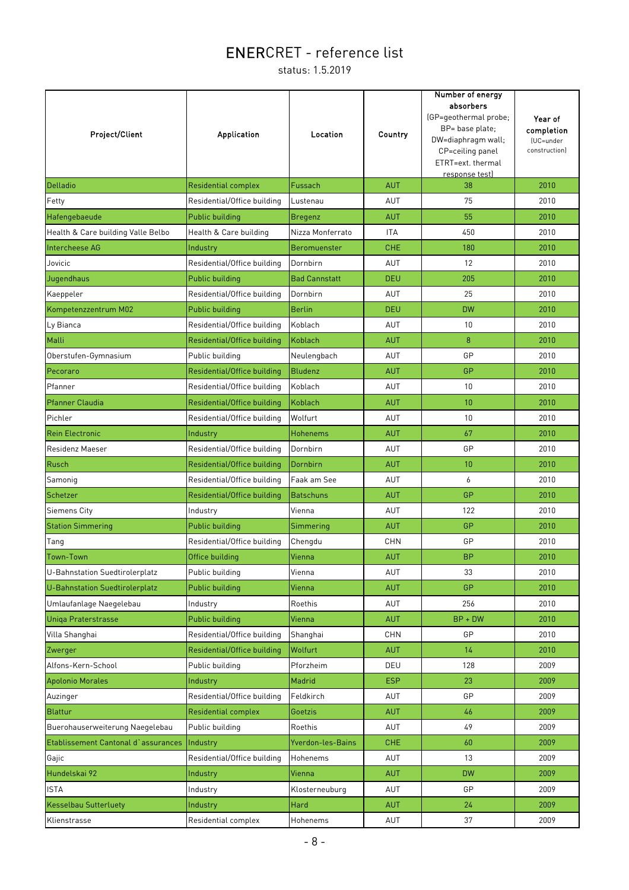# ENERCRET - reference list

status: 1.5.2019

| Project/Client | Application | Location | Country | Number of energy absorbers (GP=geothermal probe; BP= base plate; DW=diaphragm wall; CP=ceiling panel ETRT=ext. thermal response test) | Year of completion (UC=under construction) |
|---|---|---|---|---|---|
| Delladio | Residential complex | Fussach | AUT | 38 | 2010 |
| Fetty | Residential/Office building | Lustenau | AUT | 75 | 2010 |
| Hafengebaeude | Public building | Bregenz | AUT | 55 | 2010 |
| Health & Care building Valle Belbo | Health & Care building | Nizza Monferrato | ITA | 450 | 2010 |
| Intercheese AG | Industry | Beromuenster | CHE | 180 | 2010 |
| Jovicic | Residential/Office building | Dornbirn | AUT | 12 | 2010 |
| Jugendhaus | Public building | Bad Cannstatt | DEU | 205 | 2010 |
| Kaeppeler | Residential/Office building | Dornbirn | AUT | 25 | 2010 |
| Kompetenzzentrum M02 | Public building | Berlin | DEU | DW | 2010 |
| Ly Bianca | Residential/Office building | Koblach | AUT | 10 | 2010 |
| Malli | Residential/Office building | Koblach | AUT | 8 | 2010 |
| Oberstufen-Gymnasium | Public building | Neulengbach | AUT | GP | 2010 |
| Pecoraro | Residential/Office building | Bludenz | AUT | GP | 2010 |
| Pfanner | Residential/Office building | Koblach | AUT | 10 | 2010 |
| Pfanner Claudia | Residential/Office building | Koblach | AUT | 10 | 2010 |
| Pichler | Residential/Office building | Wolfurt | AUT | 10 | 2010 |
| Rein Electronic | Industry | Hohenems | AUT | 67 | 2010 |
| Residenz Maeser | Residential/Office building | Dornbirn | AUT | GP | 2010 |
| Rusch | Residential/Office building | Dornbirn | AUT | 10 | 2010 |
| Samonig | Residential/Office building | Faak am See | AUT | 6 | 2010 |
| Schetzer | Residential/Office building | Batschuns | AUT | GP | 2010 |
| Siemens City | Industry | Vienna | AUT | 122 | 2010 |
| Station Simmering | Public building | Simmering | AUT | GP | 2010 |
| Tang | Residential/Office building | Chengdu | CHN | GP | 2010 |
| Town-Town | Office building | Vienna | AUT | BP | 2010 |
| U-Bahnstation Suedtirolerplatz | Public building | Vienna | AUT | 33 | 2010 |
| U-Bahnstation Suedtirolerplatz | Public building | Vienna | AUT | GP | 2010 |
| Umlaufanlage Naegelebau | Industry | Roethis | AUT | 256 | 2010 |
| Uniqa Praterstrasse | Public building | Vienna | AUT | BP + DW | 2010 |
| Villa Shanghai | Residential/Office building | Shanghai | CHN | GP | 2010 |
| Zwerger | Residential/Office building | Wolfurt | AUT | 14 | 2010 |
| Alfons-Kern-School | Public building | Pforzheim | DEU | 128 | 2009 |
| Apolonio Morales | Industry | Madrid | ESP | 23 | 2009 |
| Auzinger | Residential/Office building | Feldkirch | AUT | GP | 2009 |
| Blattur | Residential complex | Goetzis | AUT | 46 | 2009 |
| Buerohauserweiterung Naegelebau | Public building | Roethis | AUT | 49 | 2009 |
| Etablissement Cantonal d`assurances | Industry | Yverdon-les-Bains | CHE | 60 | 2009 |
| Gajic | Residential/Office building | Hohenems | AUT | 13 | 2009 |
| Hundelskai 92 | Industry | Vienna | AUT | DW | 2009 |
| ISTA | Industry | Klosterneuburg | AUT | GP | 2009 |
| Kesselbau Sutterluety | Industry | Hard | AUT | 24 | 2009 |
| Klienstrasse | Residential complex | Hohenems | AUT | 37 | 2009 |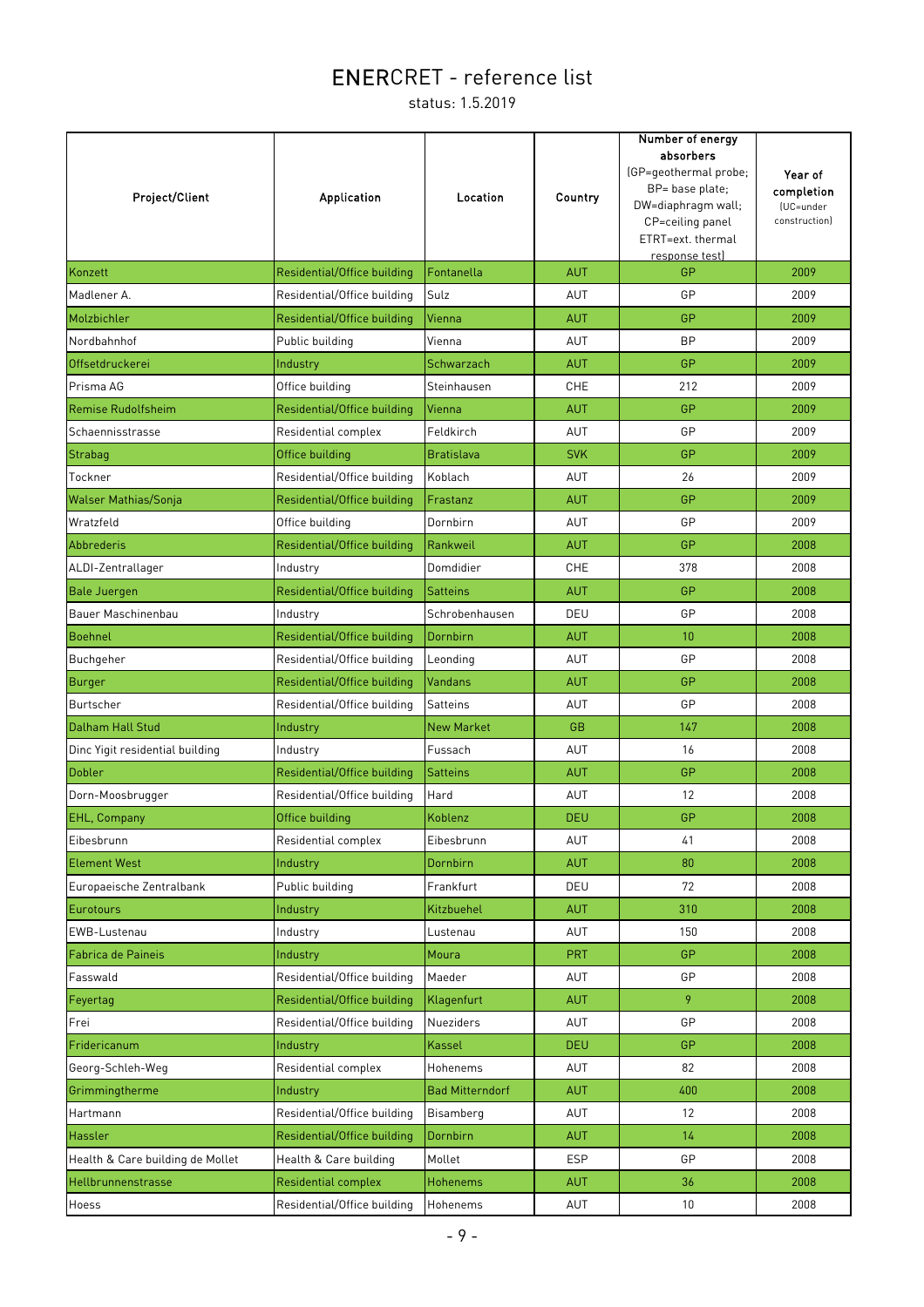# ENERCRET - reference list

status: 1.5.2019

| Project/Client | Application | Location | Country | Number of energy absorbers (GP=geothermal probe; BP= base plate; DW=diaphragm wall; CP=ceiling panel ETRT=ext. thermal response test) | Year of completion (UC=under construction) |
|---|---|---|---|---|---|
| Konzett | Residential/Office building | Fontanella | AUT | GP | 2009 |
| Madlener A. | Residential/Office building | Sulz | AUT | GP | 2009 |
| Molzbichler | Residential/Office building | Vienna | AUT | GP | 2009 |
| Nordbahnhof | Public building | Vienna | AUT | BP | 2009 |
| Offsetdruckerei | Industry | Schwarzach | AUT | GP | 2009 |
| Prisma AG | Office building | Steinhausen | CHE | 212 | 2009 |
| Remise Rudolfsheim | Residential/Office building | Vienna | AUT | GP | 2009 |
| Schaennisstrasse | Residential complex | Feldkirch | AUT | GP | 2009 |
| Strabag | Office building | Bratislava | SVK | GP | 2009 |
| Tockner | Residential/Office building | Koblach | AUT | 26 | 2009 |
| Walser Mathias/Sonja | Residential/Office building | Frastanz | AUT | GP | 2009 |
| Wratzfeld | Office building | Dornbirn | AUT | GP | 2009 |
| Abbrederis | Residential/Office building | Rankweil | AUT | GP | 2008 |
| ALDI-Zentrallager | Industry | Domdidier | CHE | 378 | 2008 |
| Bale Juergen | Residential/Office building | Satteins | AUT | GP | 2008 |
| Bauer Maschinenbau | Industry | Schrobenhausen | DEU | GP | 2008 |
| Boehnel | Residential/Office building | Dornbirn | AUT | 10 | 2008 |
| Buchgeher | Residential/Office building | Leonding | AUT | GP | 2008 |
| Burger | Residential/Office building | Vandans | AUT | GP | 2008 |
| Burtscher | Residential/Office building | Satteins | AUT | GP | 2008 |
| Dalham Hall Stud | Industry | New Market | GB | 147 | 2008 |
| Dinc Yigit residential building | Industry | Fussach | AUT | 16 | 2008 |
| Dobler | Residential/Office building | Satteins | AUT | GP | 2008 |
| Dorn-Moosbrugger | Residential/Office building | Hard | AUT | 12 | 2008 |
| EHL, Company | Office building | Koblenz | DEU | GP | 2008 |
| Eibesbrunn | Residential complex | Eibesbrunn | AUT | 41 | 2008 |
| Element West | Industry | Dornbirn | AUT | 80 | 2008 |
| Europaeische Zentralbank | Public building | Frankfurt | DEU | 72 | 2008 |
| Eurotours | Industry | Kitzbuehel | AUT | 310 | 2008 |
| EWB-Lustenau | Industry | Lustenau | AUT | 150 | 2008 |
| Fabrica de Paineis | Industry | Moura | PRT | GP | 2008 |
| Fasswald | Residential/Office building | Maeder | AUT | GP | 2008 |
| Feyertag | Residential/Office building | Klagenfurt | AUT | 9 | 2008 |
| Frei | Residential/Office building | Nueziders | AUT | GP | 2008 |
| Fridericanum | Industry | Kassel | DEU | GP | 2008 |
| Georg-Schleh-Weg | Residential complex | Hohenems | AUT | 82 | 2008 |
| Grimmingtherme | Industry | Bad Mitterndorf | AUT | 400 | 2008 |
| Hartmann | Residential/Office building | Bisamberg | AUT | 12 | 2008 |
| Hassler | Residential/Office building | Dornbirn | AUT | 14 | 2008 |
| Health & Care building de Mollet | Health & Care building | Mollet | ESP | GP | 2008 |
| Hellbrunnenstrasse | Residential complex | Hohenems | AUT | 36 | 2008 |
| Hoess | Residential/Office building | Hohenems | AUT | 10 | 2008 |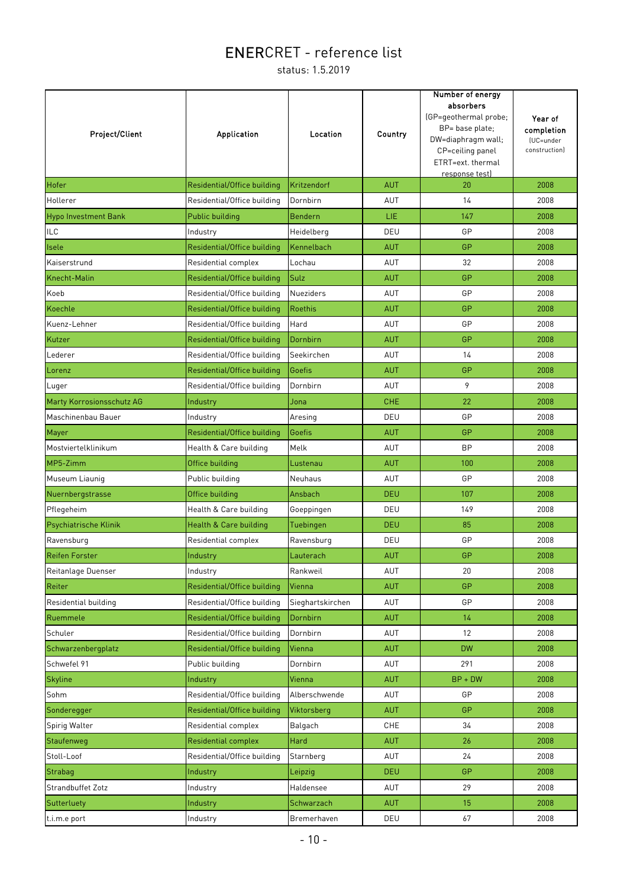# ENERCRET - reference list

status: 1.5.2019

| Project/Client | Application | Location | Country | Number of energy absorbers (GP=geothermal probe; BP= base plate; DW=diaphragm wall; CP=ceiling panel ETRT=ext. thermal response test) | Year of completion (UC=under construction) |
|---|---|---|---|---|---|
| Hofer | Residential/Office building | Kritzendorf | AUT | 20 | 2008 |
| Hollerer | Residential/Office building | Dornbirn | AUT | 14 | 2008 |
| Hypo Investment Bank | Public building | Bendern | LIE | 147 | 2008 |
| ILC | Industry | Heidelberg | DEU | GP | 2008 |
| Isele | Residential/Office building | Kennelbach | AUT | GP | 2008 |
| Kaiserstrund | Residential complex | Lochau | AUT | 32 | 2008 |
| Knecht-Malin | Residential/Office building | Sulz | AUT | GP | 2008 |
| Koeb | Residential/Office building | Nueziders | AUT | GP | 2008 |
| Koechle | Residential/Office building | Roethis | AUT | GP | 2008 |
| Kuenz-Lehner | Residential/Office building | Hard | AUT | GP | 2008 |
| Kutzer | Residential/Office building | Dornbirn | AUT | GP | 2008 |
| Lederer | Residential/Office building | Seekirchen | AUT | 14 | 2008 |
| Lorenz | Residential/Office building | Goefis | AUT | GP | 2008 |
| Luger | Residential/Office building | Dornbirn | AUT | 9 | 2008 |
| Marty Korrosionsschutz AG | Industry | Jona | CHE | 22 | 2008 |
| Maschinenbau Bauer | Industry | Aresing | DEU | GP | 2008 |
| Mayer | Residential/Office building | Goefis | AUT | GP | 2008 |
| Mostviertelklinikum | Health & Care building | Melk | AUT | BP | 2008 |
| MP5-Zimm | Office building | Lustenau | AUT | 100 | 2008 |
| Museum Liaunig | Public building | Neuhaus | AUT | GP | 2008 |
| Nuernbergstrasse | Office building | Ansbach | DEU | 107 | 2008 |
| Pflegeheim | Health & Care building | Goeppingen | DEU | 149 | 2008 |
| Psychiatrische Klinik | Health & Care building | Tuebingen | DEU | 85 | 2008 |
| Ravensburg | Residential complex | Ravensburg | DEU | GP | 2008 |
| Reifen Forster | Industry | Lauterach | AUT | GP | 2008 |
| Reitanlage Duenser | Industry | Rankweil | AUT | 20 | 2008 |
| Reiter | Residential/Office building | Vienna | AUT | GP | 2008 |
| Residential building | Residential/Office building | Sieghartskirchen | AUT | GP | 2008 |
| Ruemmele | Residential/Office building | Dornbirn | AUT | 14 | 2008 |
| Schuler | Residential/Office building | Dornbirn | AUT | 12 | 2008 |
| Schwarzenbergplatz | Residential/Office building | Vienna | AUT | DW | 2008 |
| Schwefel 91 | Public building | Dornbirn | AUT | 291 | 2008 |
| Skyline | Industry | Vienna | AUT | BP + DW | 2008 |
| Sohm | Residential/Office building | Alberschwende | AUT | GP | 2008 |
| Sonderegger | Residential/Office building | Viktorsberg | AUT | GP | 2008 |
| Spirig Walter | Residential complex | Balgach | CHE | 34 | 2008 |
| Staufenweg | Residential complex | Hard | AUT | 26 | 2008 |
| Stoll-Loof | Residential/Office building | Starnberg | AUT | 24 | 2008 |
| Strabag | Industry | Leipzig | DEU | GP | 2008 |
| Strandbuffet Zotz | Industry | Haldensee | AUT | 29 | 2008 |
| Sutterluety | Industry | Schwarzach | AUT | 15 | 2008 |
| t.i.m.e port | Industry | Bremerhaven | DEU | 67 | 2008 |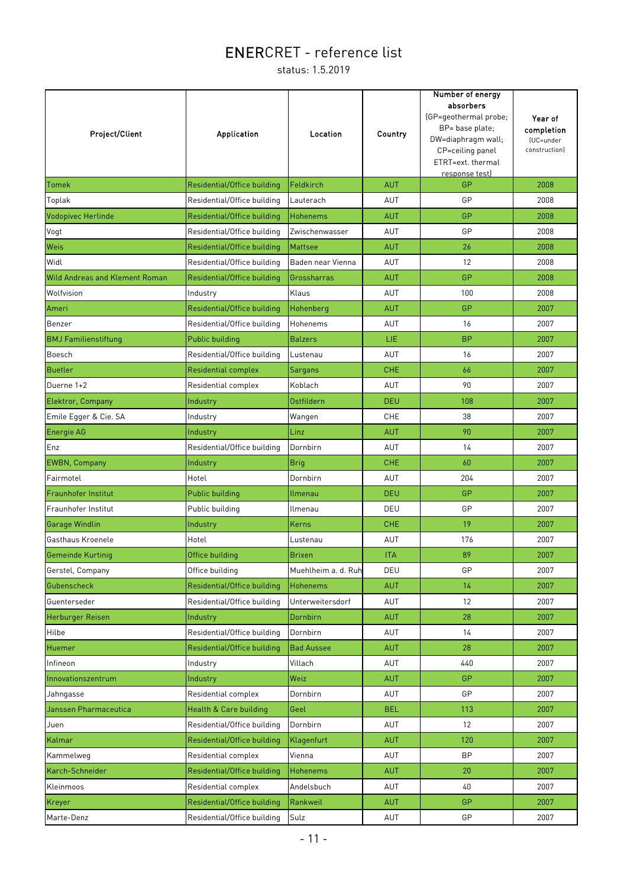# ENERCRET - reference list

status: 1.5.2019

| Project/Client | Application | Location | Country | Number of energy absorbers (GP=geothermal probe; BP= base plate; DW=diaphragm wall; CP=ceiling panel ETRT=ext. thermal response test) | Year of completion (UC=under construction) |
|---|---|---|---|---|---|
| Tomek | Residential/Office building | Feldkirch | AUT | GP | 2008 |
| Toplak | Residential/Office building | Lauterach | AUT | GP | 2008 |
| Vodopivec Herlinde | Residential/Office building | Hohenems | AUT | GP | 2008 |
| Vogt | Residential/Office building | Zwischenwasser | AUT | GP | 2008 |
| Weis | Residential/Office building | Mattsee | AUT | 26 | 2008 |
| Widl | Residential/Office building | Baden near Vienna | AUT | 12 | 2008 |
| Wild Andreas and Klement Roman | Residential/Office building | Grossharras | AUT | GP | 2008 |
| Wolfvision | Industry | Klaus | AUT | 100 | 2008 |
| Ameri | Residential/Office building | Hohenberg | AUT | GP | 2007 |
| Benzer | Residential/Office building | Hohenems | AUT | 16 | 2007 |
| BMJ Familienstiftung | Public building | Balzers | LIE | BP | 2007 |
| Boesch | Residential/Office building | Lustenau | AUT | 16 | 2007 |
| Buetler | Residential complex | Sargans | CHE | 66 | 2007 |
| Duerne 1+2 | Residential complex | Koblach | AUT | 90 | 2007 |
| Elektror, Company | Industry | Ostfildern | DEU | 108 | 2007 |
| Emile Egger & Cie. SA | Industry | Wangen | CHE | 38 | 2007 |
| Energie AG | Industry | Linz | AUT | 90 | 2007 |
| Enz | Residential/Office building | Dornbirn | AUT | 14 | 2007 |
| EWBN, Company | Industry | Brig | CHE | 60 | 2007 |
| Fairmotel | Hotel | Dornbirn | AUT | 204 | 2007 |
| Fraunhofer Institut | Public building | Ilmenau | DEU | GP | 2007 |
| Fraunhofer Institut | Public building | Ilmenau | DEU | GP | 2007 |
| Garage Windlin | Industry | Kerns | CHE | 19 | 2007 |
| Gasthaus Kroenele | Hotel | Lustenau | AUT | 176 | 2007 |
| Gemeinde Kurtinig | Office building | Brixen | ITA | 89 | 2007 |
| Gerstel, Company | Office building | Muehlheim a. d. Ruh | DEU | GP | 2007 |
| Gubenscheck | Residential/Office building | Hohenems | AUT | 14 | 2007 |
| Guenterseder | Residential/Office building | Unterweitersdorf | AUT | 12 | 2007 |
| Herburger Reisen | Industry | Dornbirn | AUT | 28 | 2007 |
| Hilbe | Residential/Office building | Dornbirn | AUT | 14 | 2007 |
| Huemer | Residential/Office building | Bad Aussee | AUT | 28 | 2007 |
| Infineon | Industry | Villach | AUT | 440 | 2007 |
| Innovationszentrum | Industry | Weiz | AUT | GP | 2007 |
| Jahngasse | Residential complex | Dornbirn | AUT | GP | 2007 |
| Janssen Pharmaceutica | Health & Care building | Geel | BEL | 113 | 2007 |
| Juen | Residential/Office building | Dornbirn | AUT | 12 | 2007 |
| Kalmar | Residential/Office building | Klagenfurt | AUT | 120 | 2007 |
| Kammelweg | Residential complex | Vienna | AUT | BP | 2007 |
| Karch-Schneider | Residential/Office building | Hohenems | AUT | 20 | 2007 |
| Kleinmoos | Residential complex | Andelsbuch | AUT | 40 | 2007 |
| Kreyer | Residential/Office building | Rankweil | AUT | GP | 2007 |
| Marte-Denz | Residential/Office building | Sulz | AUT | GP | 2007 |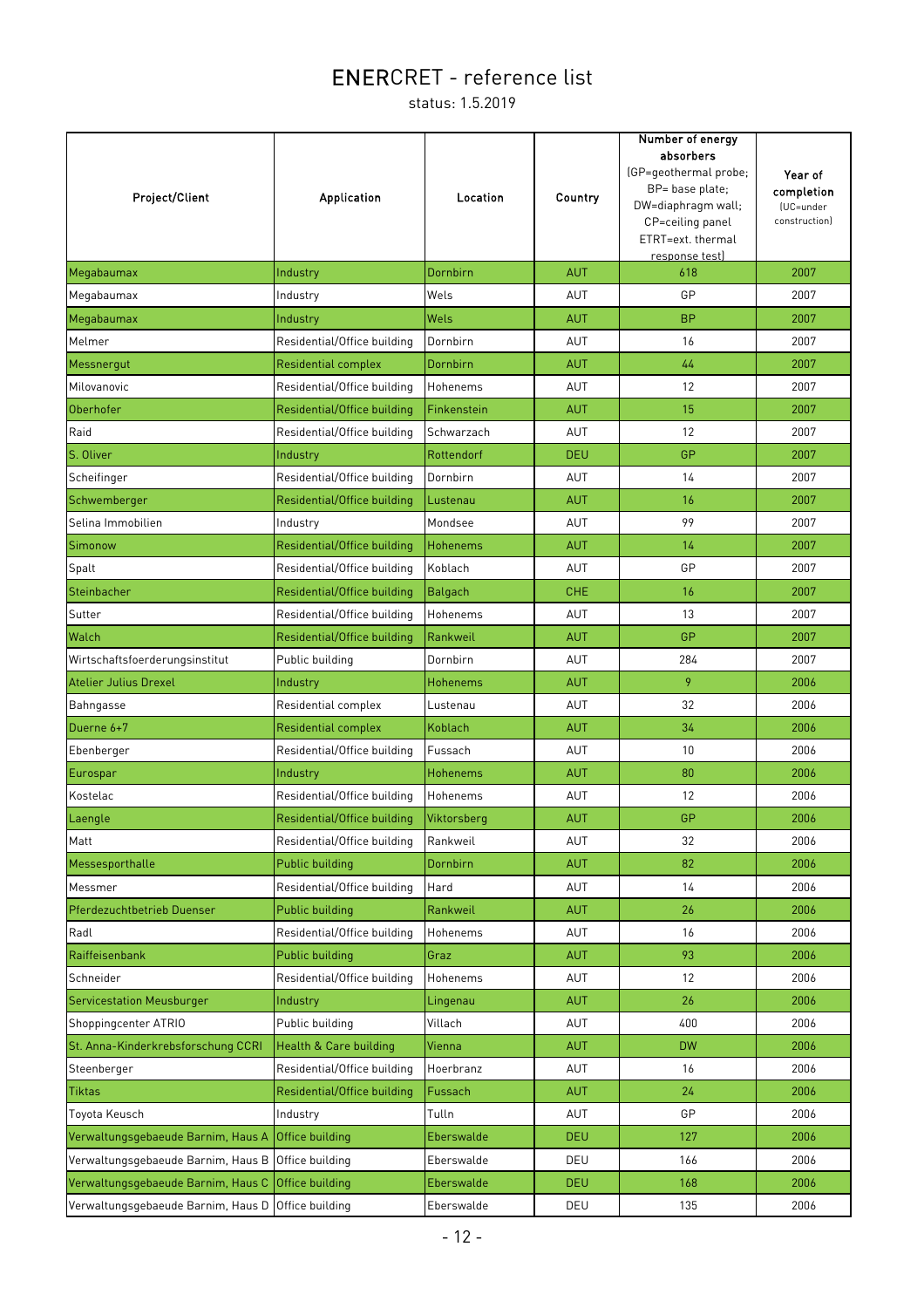# ENERCRET - reference list

status: 1.5.2019

| Project/Client | Application | Location | Country | Number of energy absorbers (GP=geothermal probe; BP= base plate; DW=diaphragm wall; CP=ceiling panel ETRT=ext. thermal response test) | Year of completion (UC=under construction) |
|---|---|---|---|---|---|
| Megabaumax | Industry | Dornbirn | AUT | 618 | 2007 |
| Megabaumax | Industry | Wels | AUT | GP | 2007 |
| Megabaumax | Industry | Wels | AUT | BP | 2007 |
| Melmer | Residential/Office building | Dornbirn | AUT | 16 | 2007 |
| Messnergut | Residential complex | Dornbirn | AUT | 44 | 2007 |
| Milovanovic | Residential/Office building | Hohenems | AUT | 12 | 2007 |
| Oberhofer | Residential/Office building | Finkenstein | AUT | 15 | 2007 |
| Raid | Residential/Office building | Schwarzach | AUT | 12 | 2007 |
| S. Oliver | Industry | Rottendorf | DEU | GP | 2007 |
| Scheifinger | Residential/Office building | Dornbirn | AUT | 14 | 2007 |
| Schwemberger | Residential/Office building | Lustenau | AUT | 16 | 2007 |
| Selina Immobilien | Industry | Mondsee | AUT | 99 | 2007 |
| Simonow | Residential/Office building | Hohenems | AUT | 14 | 2007 |
| Spalt | Residential/Office building | Koblach | AUT | GP | 2007 |
| Steinbacher | Residential/Office building | Balgach | CHE | 16 | 2007 |
| Sutter | Residential/Office building | Hohenems | AUT | 13 | 2007 |
| Walch | Residential/Office building | Rankweil | AUT | GP | 2007 |
| Wirtschaftsfoerderungsinstitut | Public building | Dornbirn | AUT | 284 | 2007 |
| Atelier Julius Drexel | Industry | Hohenems | AUT | 9 | 2006 |
| Bahngasse | Residential complex | Lustenau | AUT | 32 | 2006 |
| Duerne 6+7 | Residential complex | Koblach | AUT | 34 | 2006 |
| Ebenberger | Residential/Office building | Fussach | AUT | 10 | 2006 |
| Eurospar | Industry | Hohenems | AUT | 80 | 2006 |
| Kostelac | Residential/Office building | Hohenems | AUT | 12 | 2006 |
| Laengle | Residential/Office building | Viktorsberg | AUT | GP | 2006 |
| Matt | Residential/Office building | Rankweil | AUT | 32 | 2006 |
| Messesporthalle | Public building | Dornbirn | AUT | 82 | 2006 |
| Messmer | Residential/Office building | Hard | AUT | 14 | 2006 |
| Pferdezuchtbetrieb Duenser | Public building | Rankweil | AUT | 26 | 2006 |
| Radl | Residential/Office building | Hohenems | AUT | 16 | 2006 |
| Raiffeisenbank | Public building | Graz | AUT | 93 | 2006 |
| Schneider | Residential/Office building | Hohenems | AUT | 12 | 2006 |
| Servicestation Meusburger | Industry | Lingenau | AUT | 26 | 2006 |
| Shoppingcenter ATRIO | Public building | Villach | AUT | 400 | 2006 |
| St. Anna-Kinderkrebsforschung CCRI | Health & Care building | Vienna | AUT | DW | 2006 |
| Steenberger | Residential/Office building | Hoerbranz | AUT | 16 | 2006 |
| Tiktas | Residential/Office building | Fussach | AUT | 24 | 2006 |
| Toyota Keusch | Industry | Tulln | AUT | GP | 2006 |
| Verwaltungsgebaeude Barnim, Haus A | Office building | Eberswalde | DEU | 127 | 2006 |
| Verwaltungsgebaeude Barnim, Haus B | Office building | Eberswalde | DEU | 166 | 2006 |
| Verwaltungsgebaeude Barnim, Haus C | Office building | Eberswalde | DEU | 168 | 2006 |
| Verwaltungsgebaeude Barnim, Haus D | Office building | Eberswalde | DEU | 135 | 2006 |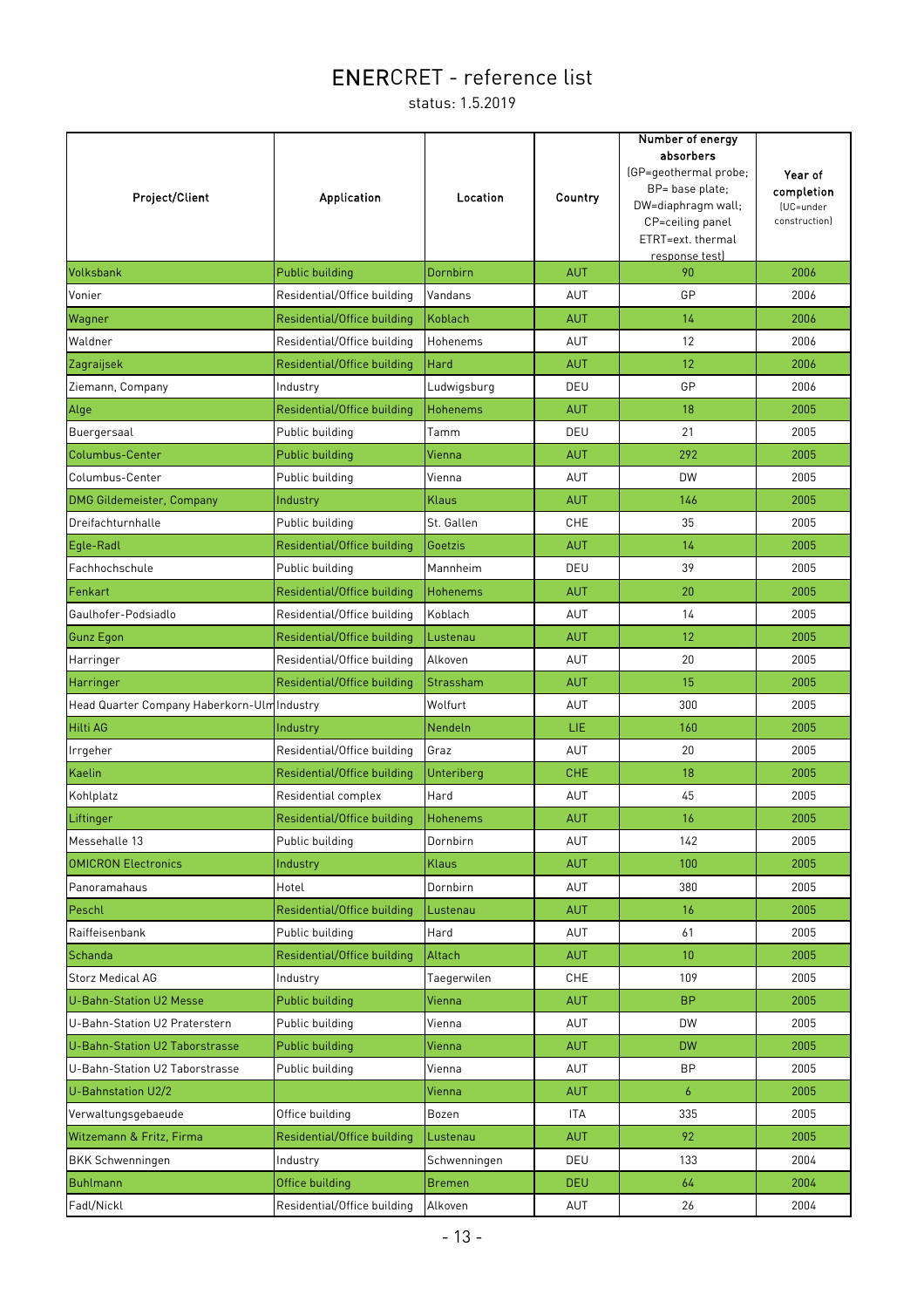# ENERCRET - reference list

status: 1.5.2019

| Project/Client | Application | Location | Country | Number of energy absorbers (GP=geothermal probe; BP= base plate; DW=diaphragm wall; CP=ceiling panel ETRT=ext. thermal response test) | Year of completion (UC=under construction) |
|---|---|---|---|---|---|
| Volksbank | Public building | Dornbirn | AUT | 90 | 2006 |
| Vonier | Residential/Office building | Vandans | AUT | GP | 2006 |
| Wagner | Residential/Office building | Koblach | AUT | 14 | 2006 |
| Waldner | Residential/Office building | Hohenems | AUT | 12 | 2006 |
| Zagraijsek | Residential/Office building | Hard | AUT | 12 | 2006 |
| Ziemann, Company | Industry | Ludwigsburg | DEU | GP | 2006 |
| Alge | Residential/Office building | Hohenems | AUT | 18 | 2005 |
| Buergersaal | Public building | Tamm | DEU | 21 | 2005 |
| Columbus-Center | Public building | Vienna | AUT | 292 | 2005 |
| Columbus-Center | Public building | Vienna | AUT | DW | 2005 |
| DMG Gildemeister, Company | Industry | Klaus | AUT | 146 | 2005 |
| Dreifachturnhalle | Public building | St. Gallen | CHE | 35 | 2005 |
| Egle-Radl | Residential/Office building | Goetzis | AUT | 14 | 2005 |
| Fachhochschule | Public building | Mannheim | DEU | 39 | 2005 |
| Fenkart | Residential/Office building | Hohenems | AUT | 20 | 2005 |
| Gaulhofer-Podsiadlo | Residential/Office building | Koblach | AUT | 14 | 2005 |
| Gunz Egon | Residential/Office building | Lustenau | AUT | 12 | 2005 |
| Harringer | Residential/Office building | Alkoven | AUT | 20 | 2005 |
| Harringer | Residential/Office building | Strassham | AUT | 15 | 2005 |
| Head Quarter Company Haberkorn-Ulm | Industry | Wolfurt | AUT | 300 | 2005 |
| Hilti AG | Industry | Nendeln | LIE | 160 | 2005 |
| Irrgeher | Residential/Office building | Graz | AUT | 20 | 2005 |
| Kaelin | Residential/Office building | Unteriberg | CHE | 18 | 2005 |
| Kohlplatz | Residential complex | Hard | AUT | 45 | 2005 |
| Liftinger | Residential/Office building | Hohenems | AUT | 16 | 2005 |
| Messehalle 13 | Public building | Dornbirn | AUT | 142 | 2005 |
| OMICRON Electronics | Industry | Klaus | AUT | 100 | 2005 |
| Panoramahaus | Hotel | Dornbirn | AUT | 380 | 2005 |
| Peschl | Residential/Office building | Lustenau | AUT | 16 | 2005 |
| Raiffeisenbank | Public building | Hard | AUT | 61 | 2005 |
| Schanda | Residential/Office building | Altach | AUT | 10 | 2005 |
| Storz Medical AG | Industry | Taegerwilen | CHE | 109 | 2005 |
| U-Bahn-Station U2 Messe | Public building | Vienna | AUT | BP | 2005 |
| U-Bahn-Station U2 Praterstern | Public building | Vienna | AUT | DW | 2005 |
| U-Bahn-Station U2 Taborstrasse | Public building | Vienna | AUT | DW | 2005 |
| U-Bahn-Station U2 Taborstrasse | Public building | Vienna | AUT | BP | 2005 |
| U-Bahnstation U2/2 | | Vienna | AUT | 6 | 2005 |
| Verwaltungsgebaeude | Office building | Bozen | ITA | 335 | 2005 |
| Witzemann & Fritz, Firma | Residential/Office building | Lustenau | AUT | 92 | 2005 |
| BKK Schwenningen | Industry | Schwenningen | DEU | 133 | 2004 |
| Buhlmann | Office building | Bremen | DEU | 64 | 2004 |
| Fadl/Nickl | Residential/Office building | Alkoven | AUT | 26 | 2004 |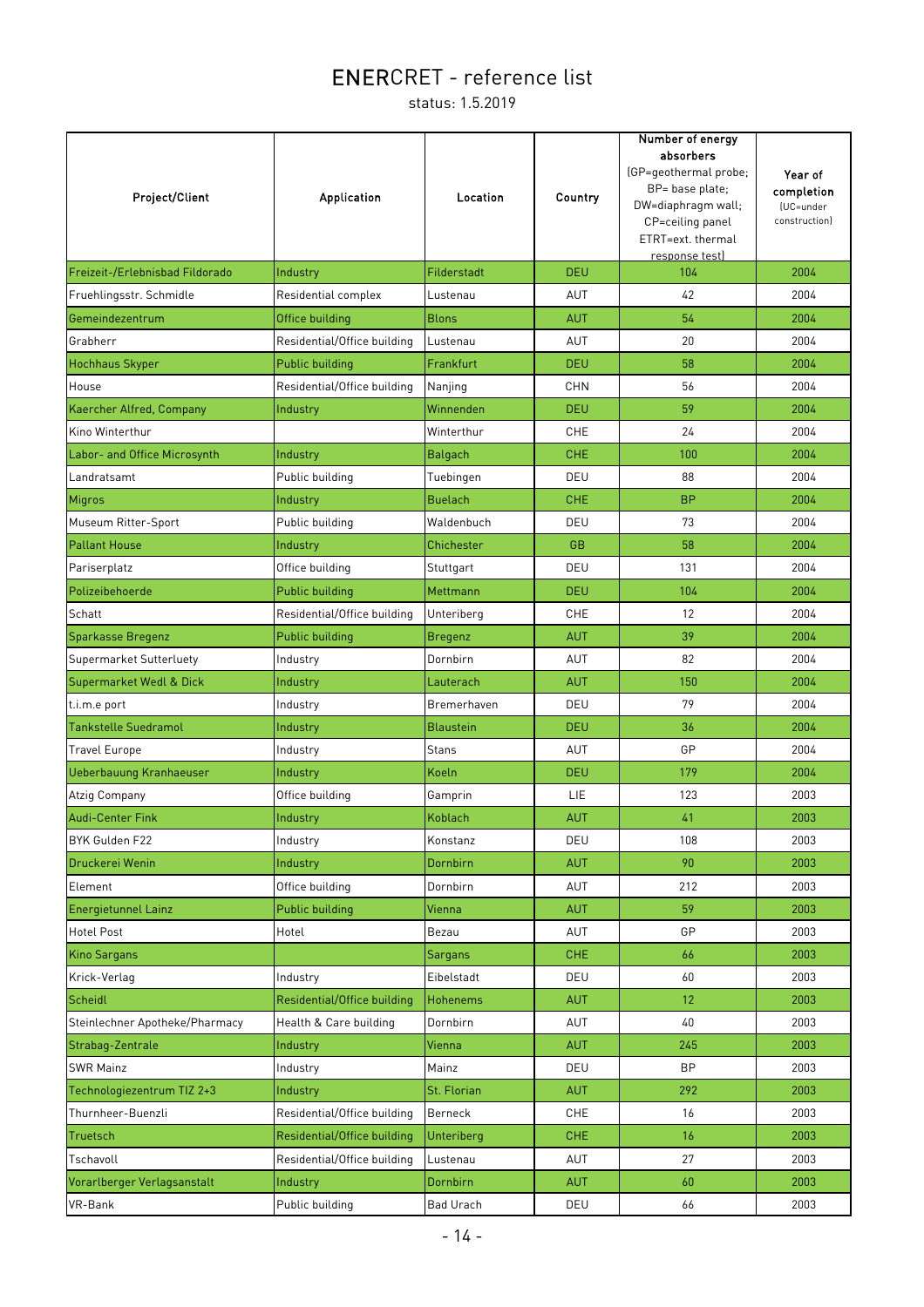# ENERCRET - reference list

status: 1.5.2019

| Project/Client | Application | Location | Country | Number of energy absorbers (GP=geothermal probe; BP= base plate; DW=diaphragm wall; CP=ceiling panel ETRT=ext. thermal response test) | Year of completion (UC=under construction) |
|---|---|---|---|---|---|
| Freizeit-/Erlebnisbad Fildorado | Industry | Filderstadt | DEU | 104 | 2004 |
| Fruehlingsstr. Schmidle | Residential complex | Lustenau | AUT | 42 | 2004 |
| Gemeindezentrum | Office building | Blons | AUT | 54 | 2004 |
| Grabherr | Residential/Office building | Lustenau | AUT | 20 | 2004 |
| Hochhaus Skyper | Public building | Frankfurt | DEU | 58 | 2004 |
| House | Residential/Office building | Nanjing | CHN | 56 | 2004 |
| Kaercher Alfred, Company | Industry | Winnenden | DEU | 59 | 2004 |
| Kino Winterthur | | Winterthur | CHE | 24 | 2004 |
| Labor- and Office Microsynth | Industry | Balgach | CHE | 100 | 2004 |
| Landratsamt | Public building | Tuebingen | DEU | 88 | 2004 |
| Migros | Industry | Buelach | CHE | BP | 2004 |
| Museum Ritter-Sport | Public building | Waldenbuch | DEU | 73 | 2004 |
| Pallant House | Industry | Chichester | GB | 58 | 2004 |
| Pariserplatz | Office building | Stuttgart | DEU | 131 | 2004 |
| Polizeibehoerde | Public building | Mettmann | DEU | 104 | 2004 |
| Schatt | Residential/Office building | Unteriberg | CHE | 12 | 2004 |
| Sparkasse Bregenz | Public building | Bregenz | AUT | 39 | 2004 |
| Supermarket Sutterluety | Industry | Dornbirn | AUT | 82 | 2004 |
| Supermarket Wedl & Dick | Industry | Lauterach | AUT | 150 | 2004 |
| t.i.m.e port | Industry | Bremerhaven | DEU | 79 | 2004 |
| Tankstelle Suedramol | Industry | Blaustein | DEU | 36 | 2004 |
| Travel Europe | Industry | Stans | AUT | GP | 2004 |
| Ueberbauung Kranhaeuser | Industry | Koeln | DEU | 179 | 2004 |
| Atzig Company | Office building | Gamprin | LIE | 123 | 2003 |
| Audi-Center Fink | Industry | Koblach | AUT | 41 | 2003 |
| BYK Gulden F22 | Industry | Konstanz | DEU | 108 | 2003 |
| Druckerei Wenin | Industry | Dornbirn | AUT | 90 | 2003 |
| Element | Office building | Dornbirn | AUT | 212 | 2003 |
| Energietunnel Lainz | Public building | Vienna | AUT | 59 | 2003 |
| Hotel Post | Hotel | Bezau | AUT | GP | 2003 |
| Kino Sargans | | Sargans | CHE | 66 | 2003 |
| Krick-Verlag | Industry | Eibelstadt | DEU | 60 | 2003 |
| Scheidl | Residential/Office building | Hohenems | AUT | 12 | 2003 |
| Steinlechner Apotheke/Pharmacy | Health & Care building | Dornbirn | AUT | 40 | 2003 |
| Strabag-Zentrale | Industry | Vienna | AUT | 245 | 2003 |
| SWR Mainz | Industry | Mainz | DEU | BP | 2003 |
| Technologiezentrum TIZ 2+3 | Industry | St. Florian | AUT | 292 | 2003 |
| Thurnheer-Buenzli | Residential/Office building | Berneck | CHE | 16 | 2003 |
| Truetsch | Residential/Office building | Unteriberg | CHE | 16 | 2003 |
| Tschavoll | Residential/Office building | Lustenau | AUT | 27 | 2003 |
| Vorarlberger Verlagsanstalt | Industry | Dornbirn | AUT | 60 | 2003 |
| VR-Bank | Public building | Bad Urach | DEU | 66 | 2003 |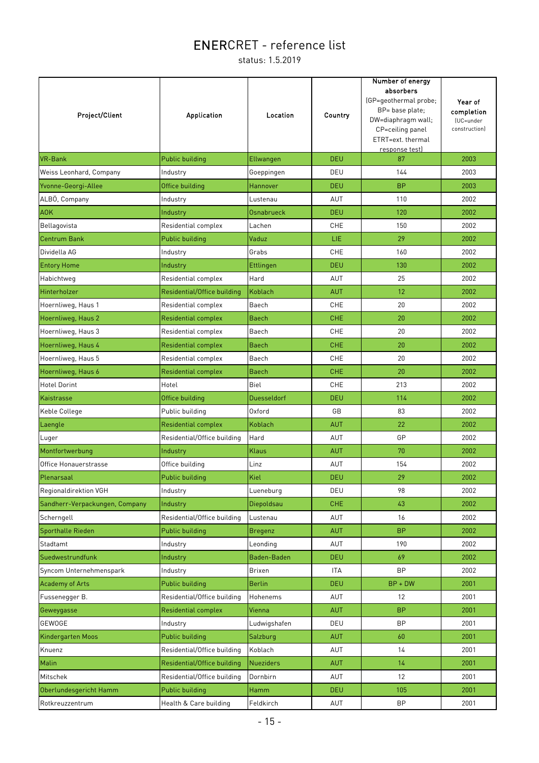# ENERCRET - reference list

status: 1.5.2019

| Project/Client | Application | Location | Country | Number of energy absorbers (GP=geothermal probe; BP= base plate; DW=diaphragm wall; CP=ceiling panel ETRT=ext. thermal response test) | Year of completion (UC=under construction) |
|---|---|---|---|---|---|
| VR-Bank | Public building | Ellwangen | DEU | 87 | 2003 |
| Weiss Leonhard, Company | Industry | Goeppingen | DEU | 144 | 2003 |
| Yvonne-Georgi-Allee | Office building | Hannover | DEU | BP | 2003 |
| ALBÖ, Company | Industry | Lustenau | AUT | 110 | 2002 |
| AOK | Industry | Osnabrueck | DEU | 120 | 2002 |
| Bellagovista | Residential complex | Lachen | CHE | 150 | 2002 |
| Centrum Bank | Public building | Vaduz | LIE | 29 | 2002 |
| Dividella AG | Industry | Grabs | CHE | 160 | 2002 |
| Entory Home | Industry | Ettlingen | DEU | 130 | 2002 |
| Habichtweg | Residential complex | Hard | AUT | 25 | 2002 |
| Hinterholzer | Residential/Office building | Koblach | AUT | 12 | 2002 |
| Hoernliweg, Haus 1 | Residential complex | Baech | CHE | 20 | 2002 |
| Hoernliweg, Haus 2 | Residential complex | Baech | CHE | 20 | 2002 |
| Hoernliweg, Haus 3 | Residential complex | Baech | CHE | 20 | 2002 |
| Hoernliweg, Haus 4 | Residential complex | Baech | CHE | 20 | 2002 |
| Hoernliweg, Haus 5 | Residential complex | Baech | CHE | 20 | 2002 |
| Hoernliweg, Haus 6 | Residential complex | Baech | CHE | 20 | 2002 |
| Hotel Dorint | Hotel | Biel | CHE | 213 | 2002 |
| Kaistrasse | Office building | Duesseldorf | DEU | 114 | 2002 |
| Keble College | Public building | Oxford | GB | 83 | 2002 |
| Laengle | Residential complex | Koblach | AUT | 22 | 2002 |
| Luger | Residential/Office building | Hard | AUT | GP | 2002 |
| Montfortwerbung | Industry | Klaus | AUT | 70 | 2002 |
| Office Honauerstrasse | Office building | Linz | AUT | 154 | 2002 |
| Plenarsaal | Public building | Kiel | DEU | 29 | 2002 |
| Regionaldirektion VGH | Industry | Lueneburg | DEU | 98 | 2002 |
| Sandherr-Verpackungen, Company | Industry | Diepoldsau | CHE | 43 | 2002 |
| Scherngell | Residential/Office building | Lustenau | AUT | 16 | 2002 |
| Sporthalle Rieden | Public building | Bregenz | AUT | BP | 2002 |
| Stadtamt | Industry | Leonding | AUT | 190 | 2002 |
| Suedwestrundfunk | Industry | Baden-Baden | DEU | 69 | 2002 |
| Syncom Unternehmenspark | Industry | Brixen | ITA | BP | 2002 |
| Academy of Arts | Public building | Berlin | DEU | BP + DW | 2001 |
| Fussenegger B. | Residential/Office building | Hohenems | AUT | 12 | 2001 |
| Geweygasse | Residential complex | Vienna | AUT | BP | 2001 |
| GEWOGE | Industry | Ludwigshafen | DEU | BP | 2001 |
| Kindergarten Moos | Public building | Salzburg | AUT | 60 | 2001 |
| Knuenz | Residential/Office building | Koblach | AUT | 14 | 2001 |
| Malin | Residential/Office building | Nueziders | AUT | 14 | 2001 |
| Mitschek | Residential/Office building | Dornbirn | AUT | 12 | 2001 |
| Oberlundesgericht Hamm | Public building | Hamm | DEU | 105 | 2001 |
| Rotkreuzzentrum | Health & Care building | Feldkirch | AUT | BP | 2001 |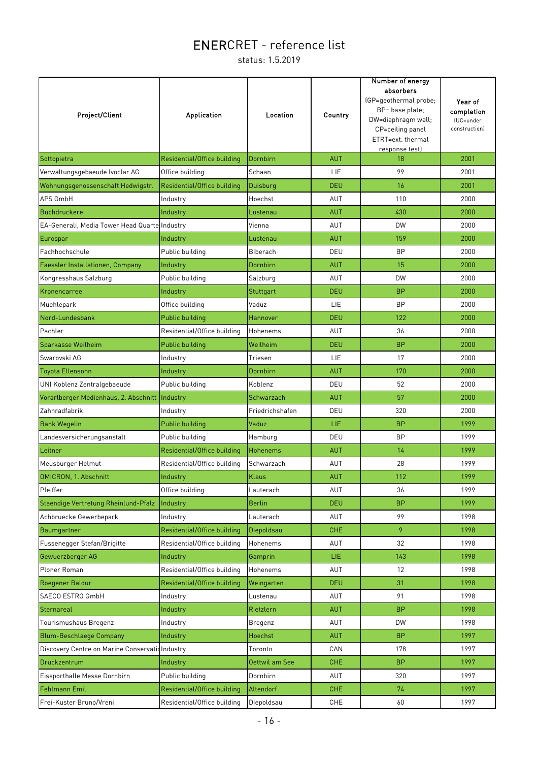# ENERCRET - reference list

status: 1.5.2019

| Project/Client | Application | Location | Country | Number of energy absorbers (GP=geothermal probe; BP= base plate; DW=diaphragm wall; CP=ceiling panel ETRT=ext. thermal response test) | Year of completion (UC=under construction) |
|---|---|---|---|---|---|
| Sottopietra | Residential/Office building | Dornbirn | AUT | 18 | 2001 |
| Verwaltungsgebaeude Ivoclar AG | Office building | Schaan | LIE | 99 | 2001 |
| Wohnungsgenossenschaft Hedwigstr. | Residential/Office building | Duisburg | DEU | 16 | 2001 |
| APS GmbH | Industry | Hoechst | AUT | 110 | 2000 |
| Buchdruckerei | Industry | Lustenau | AUT | 430 | 2000 |
| EA-Generali, Media Tower Head Quarte | Industry | Vienna | AUT | DW | 2000 |
| Eurospar | Industry | Lustenau | AUT | 159 | 2000 |
| Fachhochschule | Public building | Biberach | DEU | BP | 2000 |
| Faessler Installationen, Company | Industry | Dornbirn | AUT | 15 | 2000 |
| Kongresshaus Salzburg | Public building | Salzburg | AUT | DW | 2000 |
| Kronencarree | Industry | Stuttgart | DEU | BP | 2000 |
| Muehlepark | Office building | Vaduz | LIE | BP | 2000 |
| Nord-Lundesbank | Public building | Hannover | DEU | 122 | 2000 |
| Pachler | Residential/Office building | Hohenems | AUT | 36 | 2000 |
| Sparkasse Weilheim | Public building | Weilheim | DEU | BP | 2000 |
| Swarovski AG | Industry | Triesen | LIE | 17 | 2000 |
| Toyota Ellensohn | Industry | Dornbirn | AUT | 170 | 2000 |
| UNI Koblenz Zentralgebaeude | Public building | Koblenz | DEU | 52 | 2000 |
| Vorarlberger Medienhaus, 2. Abschnitt | Industry | Schwarzach | AUT | 57 | 2000 |
| Zahnradfabrik | Industry | Friedrichshafen | DEU | 320 | 2000 |
| Bank Wegelin | Public building | Vaduz | LIE | BP | 1999 |
| Landesversicherungsanstalt | Public building | Hamburg | DEU | BP | 1999 |
| Leitner | Residential/Office building | Hohenems | AUT | 14 | 1999 |
| Meusburger Helmut | Residential/Office building | Schwarzach | AUT | 28 | 1999 |
| OMICRON, 1. Abschnitt | Industry | Klaus | AUT | 112 | 1999 |
| Pfeiffer | Office building | Lauterach | AUT | 36 | 1999 |
| Staendige Vertretung Rheinlund-Pfalz | Industry | Berlin | DEU | BP | 1999 |
| Achbruecke Gewerbepark | Industry | Lauterach | AUT | 99 | 1998 |
| Baumgartner | Residential/Office building | Diepoldsau | CHE | 9 | 1998 |
| Fussenegger Stefan/Brigitte | Residential/Office building | Hohenems | AUT | 32 | 1998 |
| Gewuerzberger AG | Industry | Gamprin | LIE | 143 | 1998 |
| Ploner Roman | Residential/Office building | Hohenems | AUT | 12 | 1998 |
| Roegener Baldur | Residential/Office building | Weingarten | DEU | 31 | 1998 |
| SAECO ESTRO GmbH | Industry | Lustenau | AUT | 91 | 1998 |
| Sternareal | Industry | Rietzlern | AUT | BP | 1998 |
| Tourismushaus Bregenz | Industry | Bregenz | AUT | DW | 1998 |
| Blum-Beschlaege Company | Industry | Hoechst | AUT | BP | 1997 |
| Discovery Centre on Marine Conservatio | Industry | Toronto | CAN | 178 | 1997 |
| Druckzentrum | Industry | Oettwil am See | CHE | BP | 1997 |
| Eissporthalle Messe Dornbirn | Public building | Dornbirn | AUT | 320 | 1997 |
| Fehlmann Emil | Residential/Office building | Altendorf | CHE | 74 | 1997 |
| Frei-Kuster Bruno/Vreni | Residential/Office building | Diepoldsau | CHE | 60 | 1997 |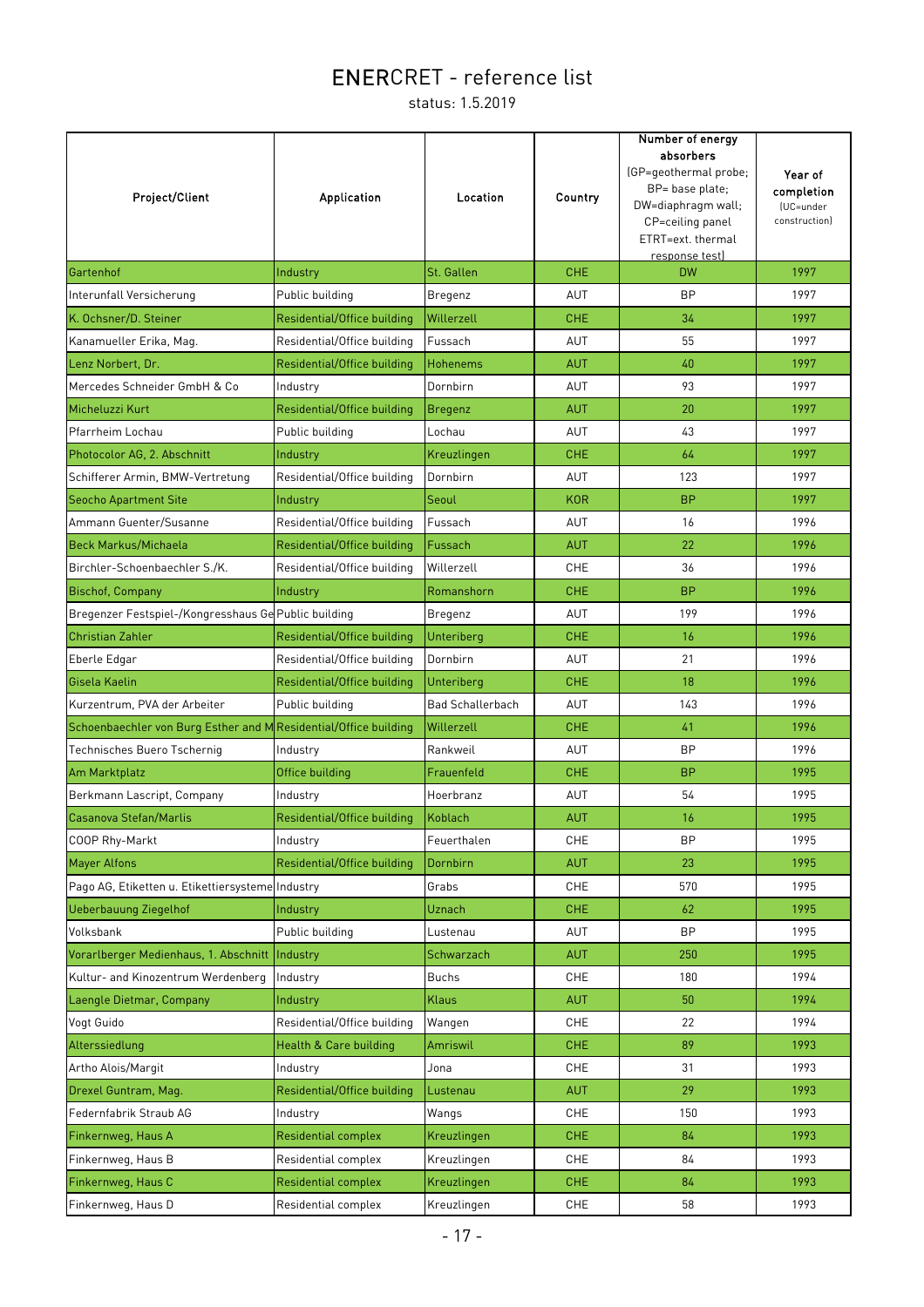# ENERCRET - reference list

status: 1.5.2019

| Project/Client | Application | Location | Country | Number of energy absorbers (GP=geothermal probe; BP= base plate; DW=diaphragm wall; CP=ceiling panel ETRT=ext. thermal response test) | Year of completion (UC=under construction) |
|---|---|---|---|---|---|
| Gartenhof | Industry | St. Gallen | CHE | DW | 1997 |
| Interunfall Versicherung | Public building | Bregenz | AUT | BP | 1997 |
| K. Ochsner/D. Steiner | Residential/Office building | Willerzell | CHE | 34 | 1997 |
| Kanamueller Erika, Mag. | Residential/Office building | Fussach | AUT | 55 | 1997 |
| Lenz Norbert, Dr. | Residential/Office building | Hohenems | AUT | 40 | 1997 |
| Mercedes Schneider GmbH & Co | Industry | Dornbirn | AUT | 93 | 1997 |
| Micheluzzi Kurt | Residential/Office building | Bregenz | AUT | 20 | 1997 |
| Pfarrheim Lochau | Public building | Lochau | AUT | 43 | 1997 |
| Photocolor AG, 2. Abschnitt | Industry | Kreuzlingen | CHE | 64 | 1997 |
| Schifferer Armin, BMW-Vertretung | Residential/Office building | Dornbirn | AUT | 123 | 1997 |
| Seocho Apartment Site | Industry | Seoul | KOR | BP | 1997 |
| Ammann Guenter/Susanne | Residential/Office building | Fussach | AUT | 16 | 1996 |
| Beck Markus/Michaela | Residential/Office building | Fussach | AUT | 22 | 1996 |
| Birchler-Schoenbaechler S./K. | Residential/Office building | Willerzell | CHE | 36 | 1996 |
| Bischof, Company | Industry | Romanshorn | CHE | BP | 1996 |
| Bregenzer Festspiel-/Kongresshaus Ge | Public building | Bregenz | AUT | 199 | 1996 |
| Christian Zahler | Residential/Office building | Unteriberg | CHE | 16 | 1996 |
| Eberle Edgar | Residential/Office building | Dornbirn | AUT | 21 | 1996 |
| Gisela Kaelin | Residential/Office building | Unteriberg | CHE | 18 | 1996 |
| Kurzentrum, PVA der Arbeiter | Public building | Bad Schallerbach | AUT | 143 | 1996 |
| Schoenbaechler von Burg Esther and M | Residential/Office building | Willerzell | CHE | 41 | 1996 |
| Technisches Buero Tschernig | Industry | Rankweil | AUT | BP | 1996 |
| Am Marktplatz | Office building | Frauenfeld | CHE | BP | 1995 |
| Berkmann Lascript, Company | Industry | Hoerbranz | AUT | 54 | 1995 |
| Casanova Stefan/Marlis | Residential/Office building | Koblach | AUT | 16 | 1995 |
| COOP Rhy-Markt | Industry | Feuerthalen | CHE | BP | 1995 |
| Mayer Alfons | Residential/Office building | Dornbirn | AUT | 23 | 1995 |
| Pago AG, Etiketten u. Etikettiersysteme | Industry | Grabs | CHE | 570 | 1995 |
| Ueberbauung Ziegelhof | Industry | Uznach | CHE | 62 | 1995 |
| Volksbank | Public building | Lustenau | AUT | BP | 1995 |
| Vorarlberger Medienhaus, 1. Abschnitt | Industry | Schwarzach | AUT | 250 | 1995 |
| Kultur- and Kinozentrum Werdenberg | Industry | Buchs | CHE | 180 | 1994 |
| Laengle Dietmar, Company | Industry | Klaus | AUT | 50 | 1994 |
| Vogt Guido | Residential/Office building | Wangen | CHE | 22 | 1994 |
| Alterssiedlung | Health & Care building | Amriswil | CHE | 89 | 1993 |
| Artho Alois/Margit | Industry | Jona | CHE | 31 | 1993 |
| Drexel Guntram, Mag. | Residential/Office building | Lustenau | AUT | 29 | 1993 |
| Federnfabrik Straub AG | Industry | Wangs | CHE | 150 | 1993 |
| Finkernweg, Haus A | Residential complex | Kreuzlingen | CHE | 84 | 1993 |
| Finkernweg, Haus B | Residential complex | Kreuzlingen | CHE | 84 | 1993 |
| Finkernweg, Haus C | Residential complex | Kreuzlingen | CHE | 84 | 1993 |
| Finkernweg, Haus D | Residential complex | Kreuzlingen | CHE | 58 | 1993 |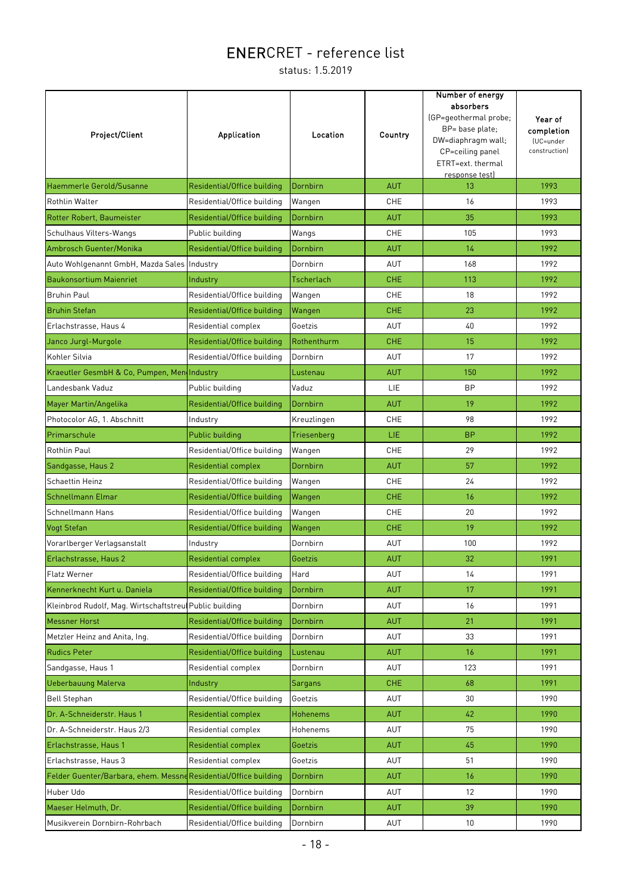# ENERCRET - reference list

status: 1.5.2019

| Project/Client | Application | Location | Country | Number of energy absorbers (GP=geothermal probe; BP= base plate; DW=diaphragm wall; CP=ceiling panel ETRT=ext. thermal response test) | Year of completion (UC=under construction) |
|---|---|---|---|---|---|
| Haemmerle Gerold/Susanne | Residential/Office building | Dornbirn | AUT | 13 | 1993 |
| Rothlin Walter | Residential/Office building | Wangen | CHE | 16 | 1993 |
| Rotter Robert, Baumeister | Residential/Office building | Dornbirn | AUT | 35 | 1993 |
| Schulhaus Vilters-Wangs | Public building | Wangs | CHE | 105 | 1993 |
| Ambrosch Guenter/Monika | Residential/Office building | Dornbirn | AUT | 14 | 1992 |
| Auto Wohlgenannt GmbH, Mazda Sales | Industry | Dornbirn | AUT | 168 | 1992 |
| Baukonsortium Maienriet | Industry | Tscherlach | CHE | 113 | 1992 |
| Bruhin Paul | Residential/Office building | Wangen | CHE | 18 | 1992 |
| Bruhin Stefan | Residential/Office building | Wangen | CHE | 23 | 1992 |
| Erlachstrasse, Haus 4 | Residential complex | Goetzis | AUT | 40 | 1992 |
| Janco Jurgl-Murgole | Residential/Office building | Rothenthurm | CHE | 15 | 1992 |
| Kohler Silvia | Residential/Office building | Dornbirn | AUT | 17 | 1992 |
| Kraeutler GesmbH & Co, Pumpen, Men | Industry | Lustenau | AUT | 150 | 1992 |
| Landesbank Vaduz | Public building | Vaduz | LIE | BP | 1992 |
| Mayer Martin/Angelika | Residential/Office building | Dornbirn | AUT | 19 | 1992 |
| Photocolor AG, 1. Abschnitt | Industry | Kreuzlingen | CHE | 98 | 1992 |
| Primarschule | Public building | Triesenberg | LIE | BP | 1992 |
| Rothlin Paul | Residential/Office building | Wangen | CHE | 29 | 1992 |
| Sandgasse, Haus 2 | Residential complex | Dornbirn | AUT | 57 | 1992 |
| Schaettin Heinz | Residential/Office building | Wangen | CHE | 24 | 1992 |
| Schnellmann Elmar | Residential/Office building | Wangen | CHE | 16 | 1992 |
| Schnellmann Hans | Residential/Office building | Wangen | CHE | 20 | 1992 |
| Vogt Stefan | Residential/Office building | Wangen | CHE | 19 | 1992 |
| Vorarlberger Verlagsanstalt | Industry | Dornbirn | AUT | 100 | 1992 |
| Erlachstrasse, Haus 2 | Residential complex | Goetzis | AUT | 32 | 1991 |
| Flatz Werner | Residential/Office building | Hard | AUT | 14 | 1991 |
| Kennerknecht Kurt u. Daniela | Residential/Office building | Dornbirn | AUT | 17 | 1991 |
| Kleinbrod Rudolf, Mag. Wirtschaftstreu | Public building | Dornbirn | AUT | 16 | 1991 |
| Messner Horst | Residential/Office building | Dornbirn | AUT | 21 | 1991 |
| Metzler Heinz and Anita, Ing. | Residential/Office building | Dornbirn | AUT | 33 | 1991 |
| Rudics Peter | Residential/Office building | Lustenau | AUT | 16 | 1991 |
| Sandgasse, Haus 1 | Residential complex | Dornbirn | AUT | 123 | 1991 |
| Ueberbauung Malerva | Industry | Sargans | CHE | 68 | 1991 |
| Bell Stephan | Residential/Office building | Goetzis | AUT | 30 | 1990 |
| Dr. A-Schneiderstr. Haus 1 | Residential complex | Hohenems | AUT | 42 | 1990 |
| Dr. A-Schneiderstr. Haus 2/3 | Residential complex | Hohenems | AUT | 75 | 1990 |
| Erlachstrasse, Haus 1 | Residential complex | Goetzis | AUT | 45 | 1990 |
| Erlachstrasse, Haus 3 | Residential complex | Goetzis | AUT | 51 | 1990 |
| Felder Guenter/Barbara, ehem. Messne | Residential/Office building | Dornbirn | AUT | 16 | 1990 |
| Huber Udo | Residential/Office building | Dornbirn | AUT | 12 | 1990 |
| Maeser Helmuth, Dr. | Residential/Office building | Dornbirn | AUT | 39 | 1990 |
| Musikverein Dornbirn-Rohrbach | Residential/Office building | Dornbirn | AUT | 10 | 1990 |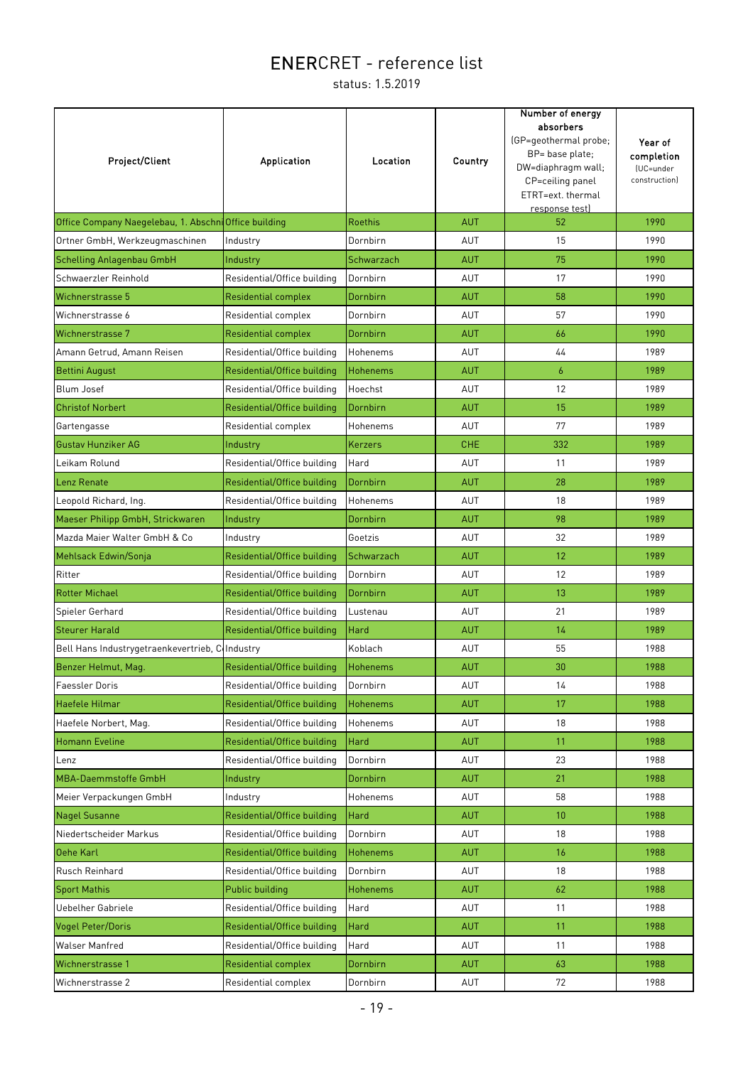# ENERCRET - reference list

status: 1.5.2019

| Project/Client | Application | Location | Country | Number of energy absorbers (GP=geothermal probe; BP= base plate; DW=diaphragm wall; CP=ceiling panel ETRT=ext. thermal response test) | Year of completion (UC=under construction) |
|---|---|---|---|---|---|
| Office Company Naegelebau, 1. Abschni | Office building | Roethis | AUT | 52 | 1990 |
| Ortner GmbH, Werkzeugmaschinen | Industry | Dornbirn | AUT | 15 | 1990 |
| Schelling Anlagenbau GmbH | Industry | Schwarzach | AUT | 75 | 1990 |
| Schwaerzler Reinhold | Residential/Office building | Dornbirn | AUT | 17 | 1990 |
| Wichnerstrasse 5 | Residential complex | Dornbirn | AUT | 58 | 1990 |
| Wichnerstrasse 6 | Residential complex | Dornbirn | AUT | 57 | 1990 |
| Wichnerstrasse 7 | Residential complex | Dornbirn | AUT | 66 | 1990 |
| Amann Getrud, Amann Reisen | Residential/Office building | Hohenems | AUT | 44 | 1989 |
| Bettini August | Residential/Office building | Hohenems | AUT | 6 | 1989 |
| Blum Josef | Residential/Office building | Hoechst | AUT | 12 | 1989 |
| Christof Norbert | Residential/Office building | Dornbirn | AUT | 15 | 1989 |
| Gartengasse | Residential complex | Hohenems | AUT | 77 | 1989 |
| Gustav Hunziker AG | Industry | Kerzers | CHE | 332 | 1989 |
| Leikam Rolund | Residential/Office building | Hard | AUT | 11 | 1989 |
| Lenz Renate | Residential/Office building | Dornbirn | AUT | 28 | 1989 |
| Leopold Richard, Ing. | Residential/Office building | Hohenems | AUT | 18 | 1989 |
| Maeser Philipp GmbH, Strickwaren | Industry | Dornbirn | AUT | 98 | 1989 |
| Mazda Maier Walter GmbH & Co | Industry | Goetzis | AUT | 32 | 1989 |
| Mehlsack Edwin/Sonja | Residential/Office building | Schwarzach | AUT | 12 | 1989 |
| Ritter | Residential/Office building | Dornbirn | AUT | 12 | 1989 |
| Rotter Michael | Residential/Office building | Dornbirn | AUT | 13 | 1989 |
| Spieler Gerhard | Residential/Office building | Lustenau | AUT | 21 | 1989 |
| Steurer Harald | Residential/Office building | Hard | AUT | 14 | 1989 |
| Bell Hans Industrygetraenkevertrieb, C | Industry | Koblach | AUT | 55 | 1988 |
| Benzer Helmut, Mag. | Residential/Office building | Hohenems | AUT | 30 | 1988 |
| Faessler Doris | Residential/Office building | Dornbirn | AUT | 14 | 1988 |
| Haefele Hilmar | Residential/Office building | Hohenems | AUT | 17 | 1988 |
| Haefele Norbert, Mag. | Residential/Office building | Hohenems | AUT | 18 | 1988 |
| Homann Eveline | Residential/Office building | Hard | AUT | 11 | 1988 |
| Lenz | Residential/Office building | Dornbirn | AUT | 23 | 1988 |
| MBA-Daemmstoffe GmbH | Industry | Dornbirn | AUT | 21 | 1988 |
| Meier Verpackungen GmbH | Industry | Hohenems | AUT | 58 | 1988 |
| Nagel Susanne | Residential/Office building | Hard | AUT | 10 | 1988 |
| Niedertscheider Markus | Residential/Office building | Dornbirn | AUT | 18 | 1988 |
| Oehe Karl | Residential/Office building | Hohenems | AUT | 16 | 1988 |
| Rusch Reinhard | Residential/Office building | Dornbirn | AUT | 18 | 1988 |
| Sport Mathis | Public building | Hohenems | AUT | 62 | 1988 |
| Uebelher Gabriele | Residential/Office building | Hard | AUT | 11 | 1988 |
| Vogel Peter/Doris | Residential/Office building | Hard | AUT | 11 | 1988 |
| Walser Manfred | Residential/Office building | Hard | AUT | 11 | 1988 |
| Wichnerstrasse 1 | Residential complex | Dornbirn | AUT | 63 | 1988 |
| Wichnerstrasse 2 | Residential complex | Dornbirn | AUT | 72 | 1988 |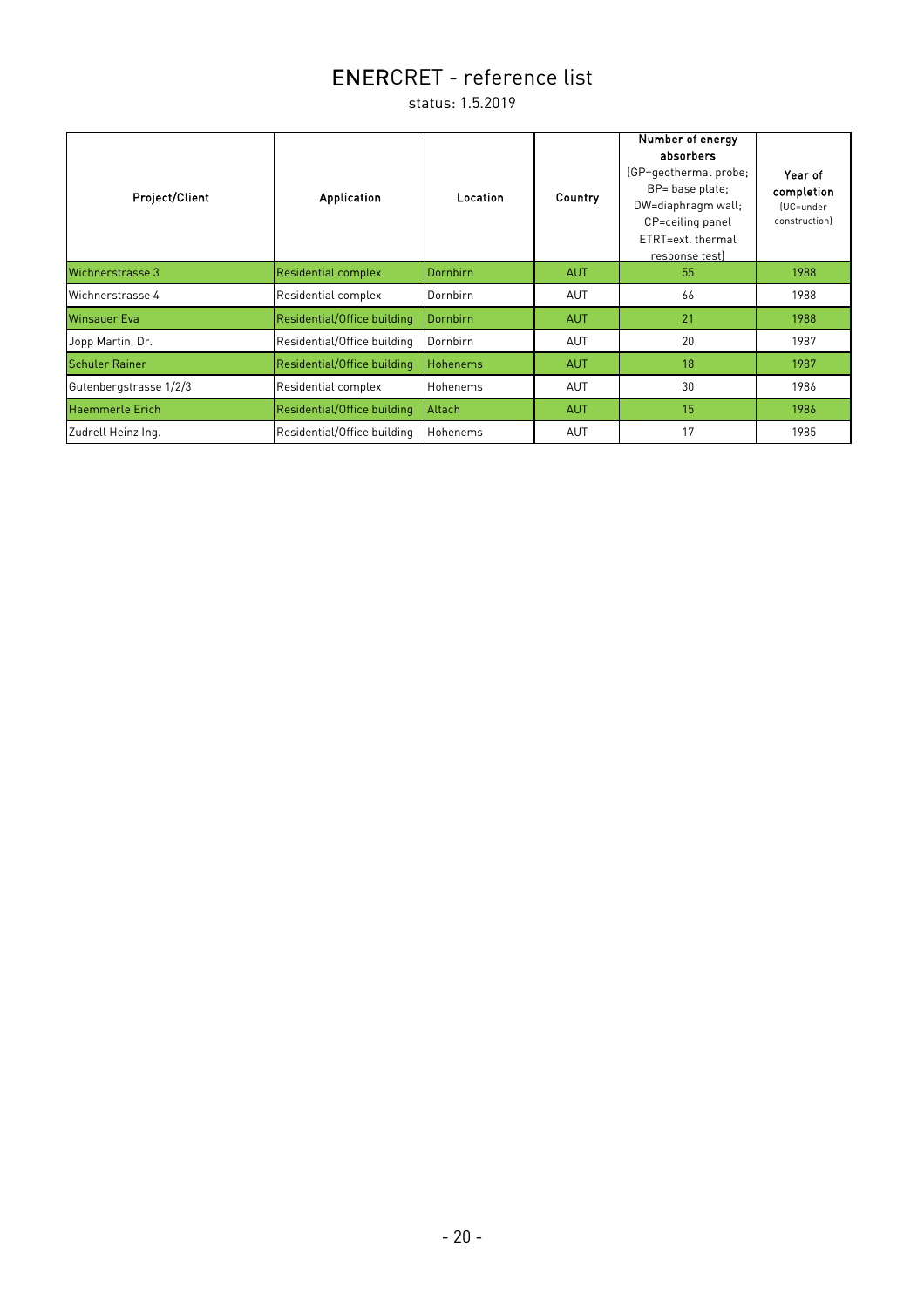# ENERCRET - reference list

status: 1.5.2019

| Project/Client | Application | Location | Country | Number of energy absorbers (GP=geothermal probe; BP= base plate; DW=diaphragm wall; CP=ceiling panel ETRT=ext. thermal response test) | Year of completion (UC=under construction) |
|---|---|---|---|---|---|
| Wichnerstrasse 3 | Residential complex | Dornbirn | AUT | 55 | 1988 |
| Wichnerstrasse 4 | Residential complex | Dornbirn | AUT | 66 | 1988 |
| Winsauer Eva | Residential/Office building | Dornbirn | AUT | 21 | 1988 |
| Jopp Martin, Dr. | Residential/Office building | Dornbirn | AUT | 20 | 1987 |
| Schuler Rainer | Residential/Office building | Hohenems | AUT | 18 | 1987 |
| Gutenbergstrasse 1/2/3 | Residential complex | Hohenems | AUT | 30 | 1986 |
| Haemmerle Erich | Residential/Office building | Altach | AUT | 15 | 1986 |
| Zudrell Heinz Ing. | Residential/Office building | Hohenems | AUT | 17 | 1985 |